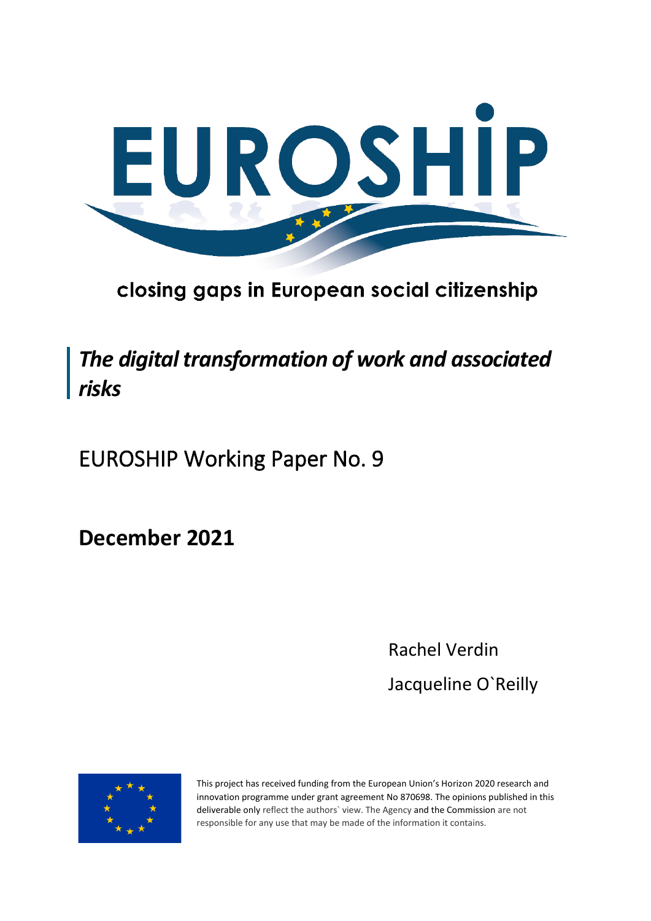# EUROSHIP

closing gaps in European social citizenship

## *The digital transformation of work and associated risks*

EUROSHIP Working Paper No. 9

**December 2021**

Rachel Verdin

Jacqueline O`Reilly

This project has received funding from the European Union's Horizon 2020 research and innovation programme under grant agreement No 870698. The opinions published in this deliverable only reflect the authors` view. The Agency and the Commission are not responsible for any use that may be made of the information it contains.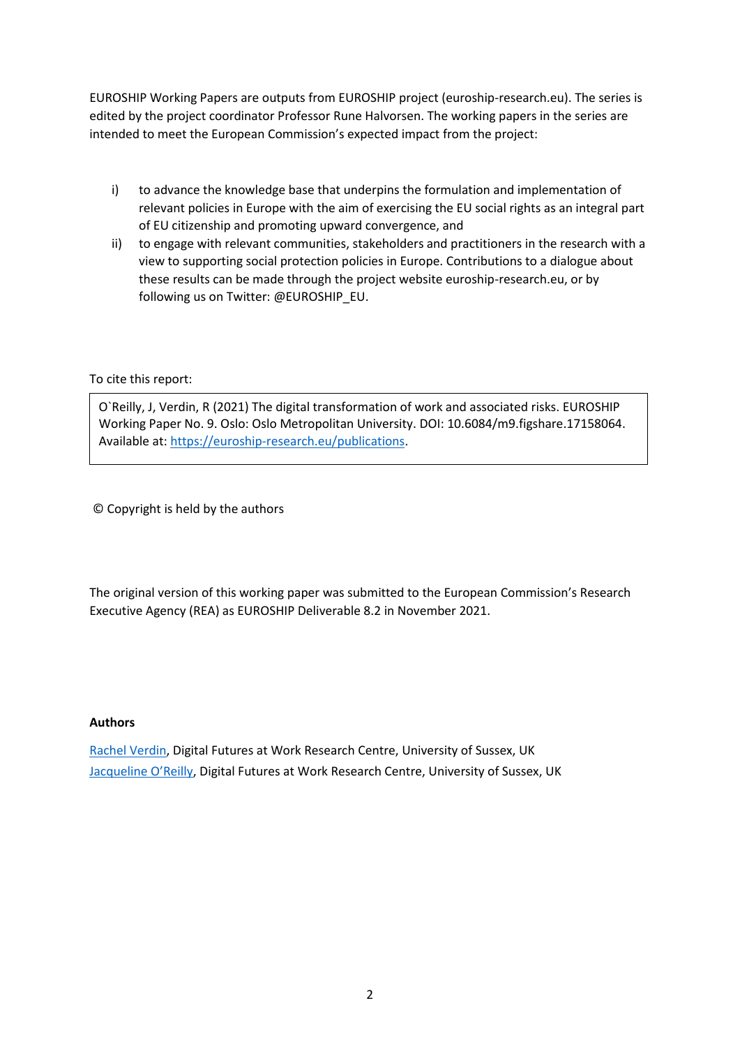EUROSHIP Working Papers are outputs from EUROSHIP project (euroship-research.eu). The series is edited by the project coordinator Professor Rune Halvorsen. The working papers in the series are intended to meet the European Commission's expected impact from the project:

i) to advance the knowledge base that underpins the formulation and implementation of relevant policies in Europe with the aim of exercising the EU social rights as an integral part of EU citizenship and promoting upward convergence, and
ii) to engage with relevant communities, stakeholders and practitioners in the research with a view to supporting social protection policies in Europe. Contributions to a dialogue about these results can be made through the project website euroship-research.eu, or by following us on Twitter: @EUROSHIP_EU.

To cite this report:

> O`Reilly, J, Verdin, R (2021) The digital transformation of work and associated risks. EUROSHIP Working Paper No. 9. Oslo: Oslo Metropolitan University. DOI: 10.6084/m9.figshare.17158064. Available at: [https://euroship-research.eu/publications](https://euroship-research.eu/publications).

© Copyright is held by the authors

The original version of this working paper was submitted to the European Commission's Research Executive Agency (REA) as EUROSHIP Deliverable 8.2 in November 2021.

**Authors**

Rachel Verdin, Digital Futures at Work Research Centre, University of Sussex, UK
Jacqueline O'Reilly, Digital Futures at Work Research Centre, University of Sussex, UK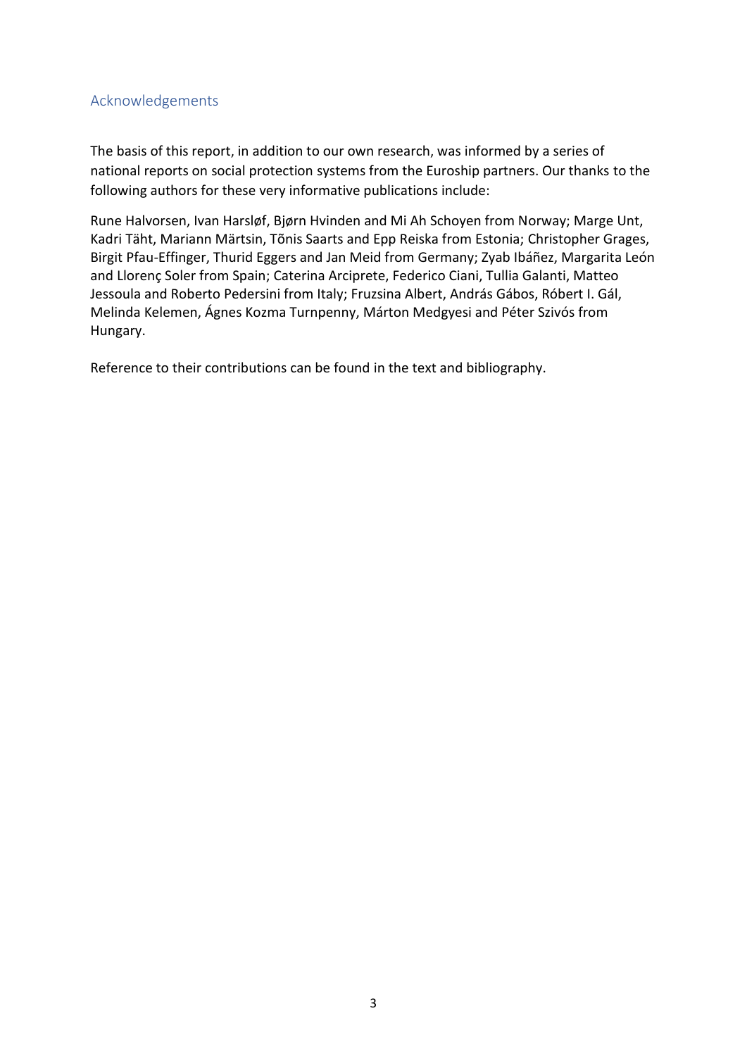## Acknowledgements

The basis of this report, in addition to our own research, was informed by a series of national reports on social protection systems from the Euroship partners. Our thanks to the following authors for these very informative publications include:

Rune Halvorsen, Ivan Harsløf, Bjørn Hvinden and Mi Ah Schoyen from Norway; Marge Unt, Kadri Täht, Mariann Märtsin, Tõnis Saarts and Epp Reiska from Estonia; Christopher Grages, Birgit Pfau-Effinger, Thurid Eggers and Jan Meid from Germany; Zyab Ibáñez, Margarita León and Llorenç Soler from Spain; Caterina Arciprete, Federico Ciani, Tullia Galanti, Matteo Jessoula and Roberto Pedersini from Italy; Fruzsina Albert, András Gábos, Róbert I. Gál, Melinda Kelemen, Ágnes Kozma Turnpenny, Márton Medgyesi and Péter Szivós from Hungary.

Reference to their contributions can be found in the text and bibliography.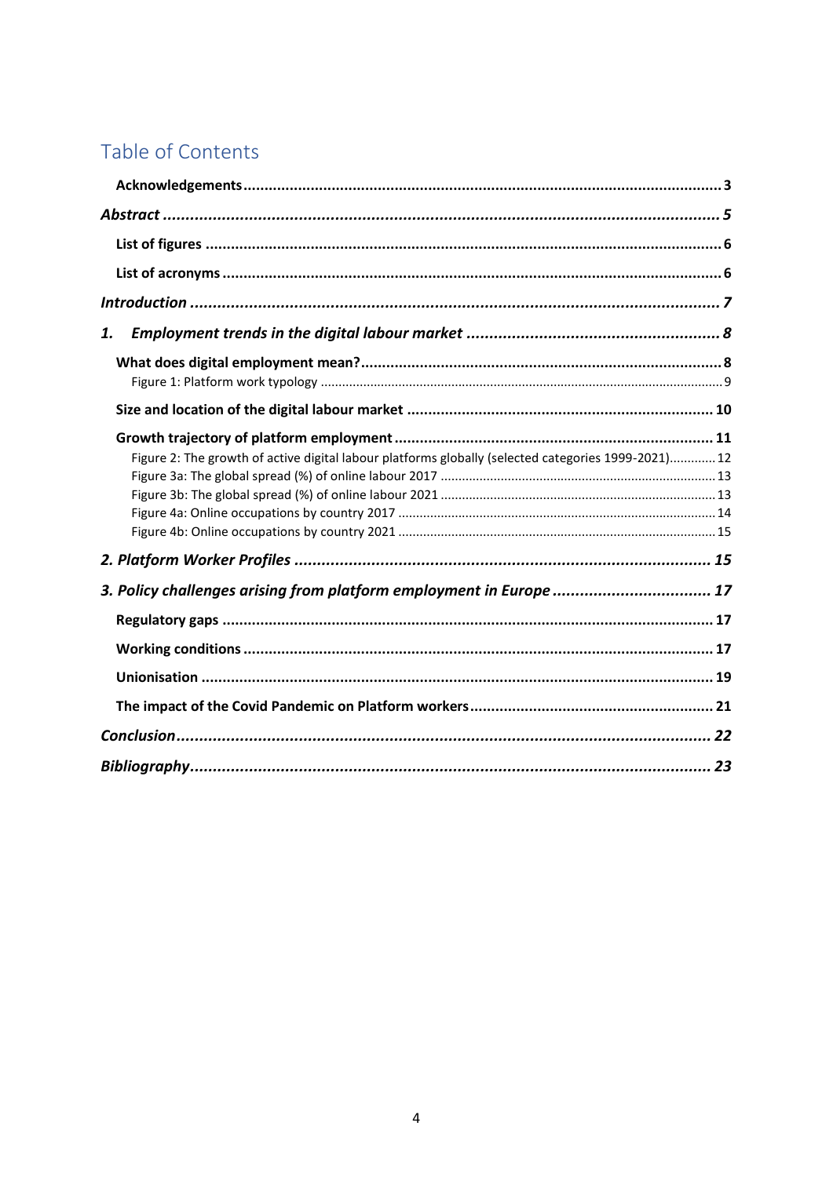# Table of Contents

**Acknowledgements** ........ 3

***Abstract*** ........ 5

**List of figures** ........ 6

**List of acronyms** ........ 6

***Introduction*** ........ 7

***1. Employment trends in the digital labour market*** ........ 8

**What does digital employment mean?** ........ 8

Figure 1: Platform work typology ........ 9

**Size and location of the digital labour market** ........ 10

**Growth trajectory of platform employment** ........ 11

Figure 2: The growth of active digital labour platforms globally (selected categories 1999-2021) ........ 12

Figure 3a: The global spread (%) of online labour 2017 ........ 13

Figure 3b: The global spread (%) of online labour 2021 ........ 13

Figure 4a: Online occupations by country 2017 ........ 14

Figure 4b: Online occupations by country 2021 ........ 15

***2. Platform Worker Profiles*** ........ 15

***3. Policy challenges arising from platform employment in Europe*** ........ 17

**Regulatory gaps** ........ 17

**Working conditions** ........ 17

**Unionisation** ........ 19

**The impact of the Covid Pandemic on Platform workers** ........ 21

***Conclusion*** ........ 22

***Bibliography*** ........ 23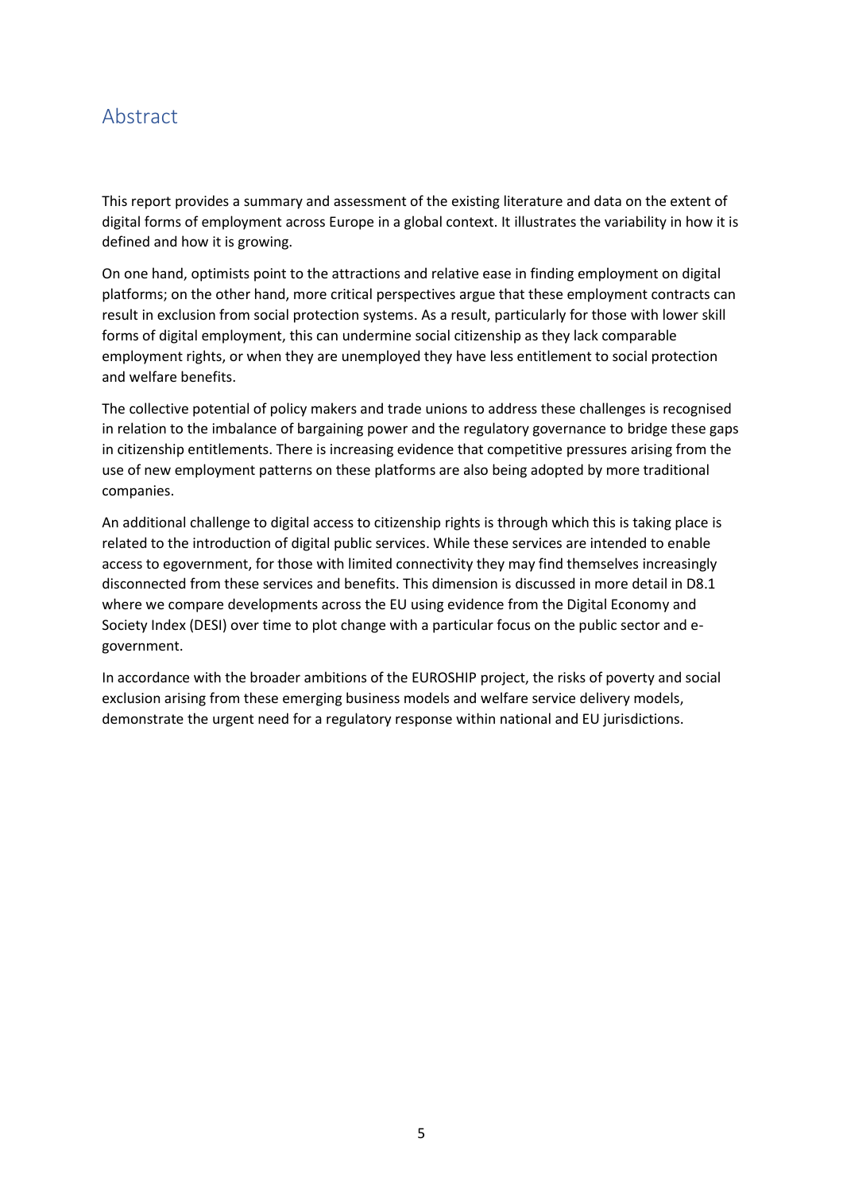## Abstract

This report provides a summary and assessment of the existing literature and data on the extent of digital forms of employment across Europe in a global context. It illustrates the variability in how it is defined and how it is growing.

On one hand, optimists point to the attractions and relative ease in finding employment on digital platforms; on the other hand, more critical perspectives argue that these employment contracts can result in exclusion from social protection systems. As a result, particularly for those with lower skill forms of digital employment, this can undermine social citizenship as they lack comparable employment rights, or when they are unemployed they have less entitlement to social protection and welfare benefits.

The collective potential of policy makers and trade unions to address these challenges is recognised in relation to the imbalance of bargaining power and the regulatory governance to bridge these gaps in citizenship entitlements. There is increasing evidence that competitive pressures arising from the use of new employment patterns on these platforms are also being adopted by more traditional companies.

An additional challenge to digital access to citizenship rights is through which this is taking place is related to the introduction of digital public services. While these services are intended to enable access to egovernment, for those with limited connectivity they may find themselves increasingly disconnected from these services and benefits. This dimension is discussed in more detail in D8.1 where we compare developments across the EU using evidence from the Digital Economy and Society Index (DESI) over time to plot change with a particular focus on the public sector and e-government.

In accordance with the broader ambitions of the EUROSHIP project, the risks of poverty and social exclusion arising from these emerging business models and welfare service delivery models, demonstrate the urgent need for a regulatory response within national and EU jurisdictions.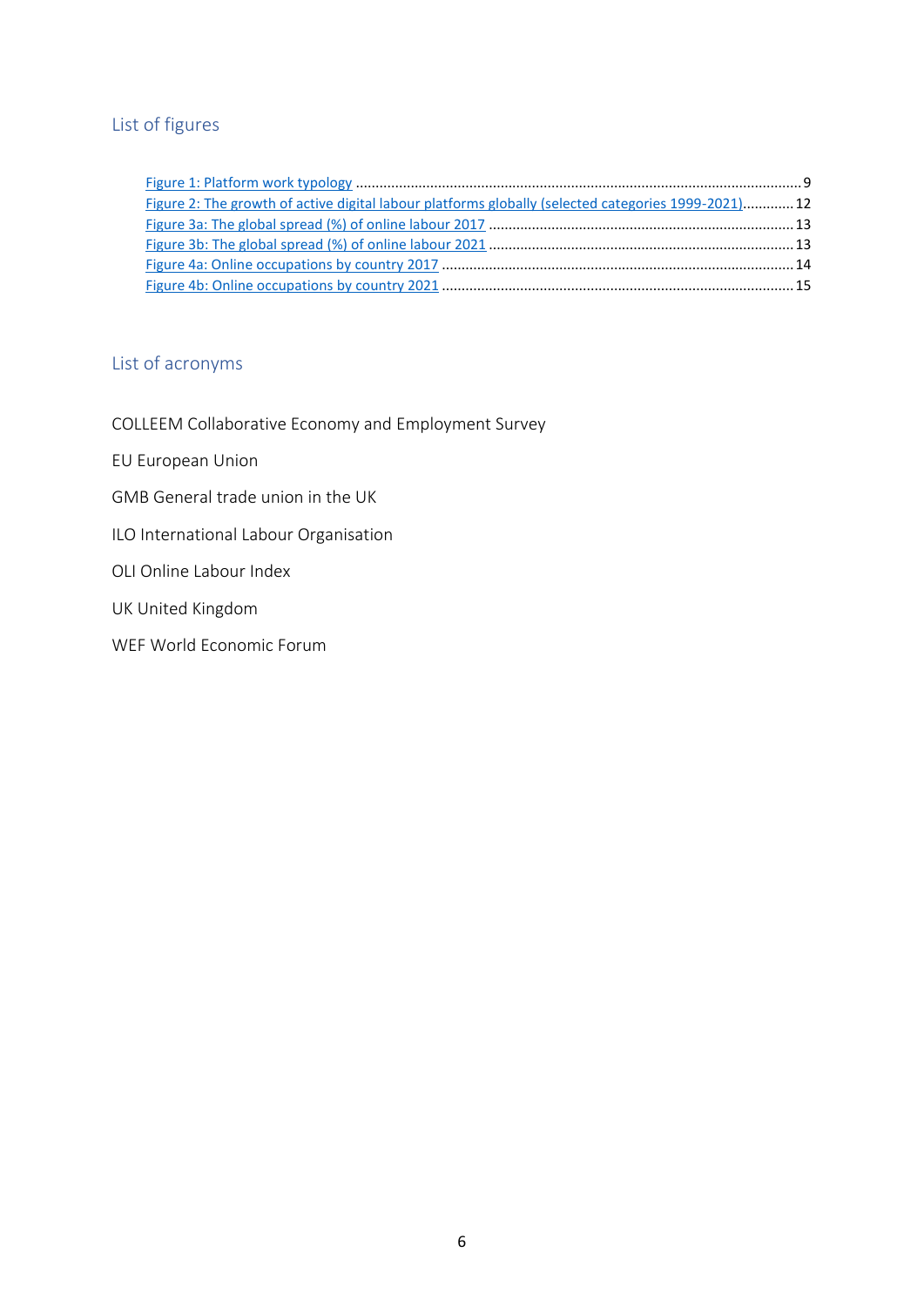## List of figures

Figure 1: Platform work typology ..... 9
Figure 2: The growth of active digital labour platforms globally (selected categories 1999-2021) ..... 12
Figure 3a: The global spread (%) of online labour 2017 ..... 13
Figure 3b: The global spread (%) of online labour 2021 ..... 13
Figure 4a: Online occupations by country 2017 ..... 14
Figure 4b: Online occupations by country 2021 ..... 15

## List of acronyms

COLLEEM Collaborative Economy and Employment Survey

EU European Union

GMB General trade union in the UK

ILO International Labour Organisation

OLI Online Labour Index

UK United Kingdom

WEF World Economic Forum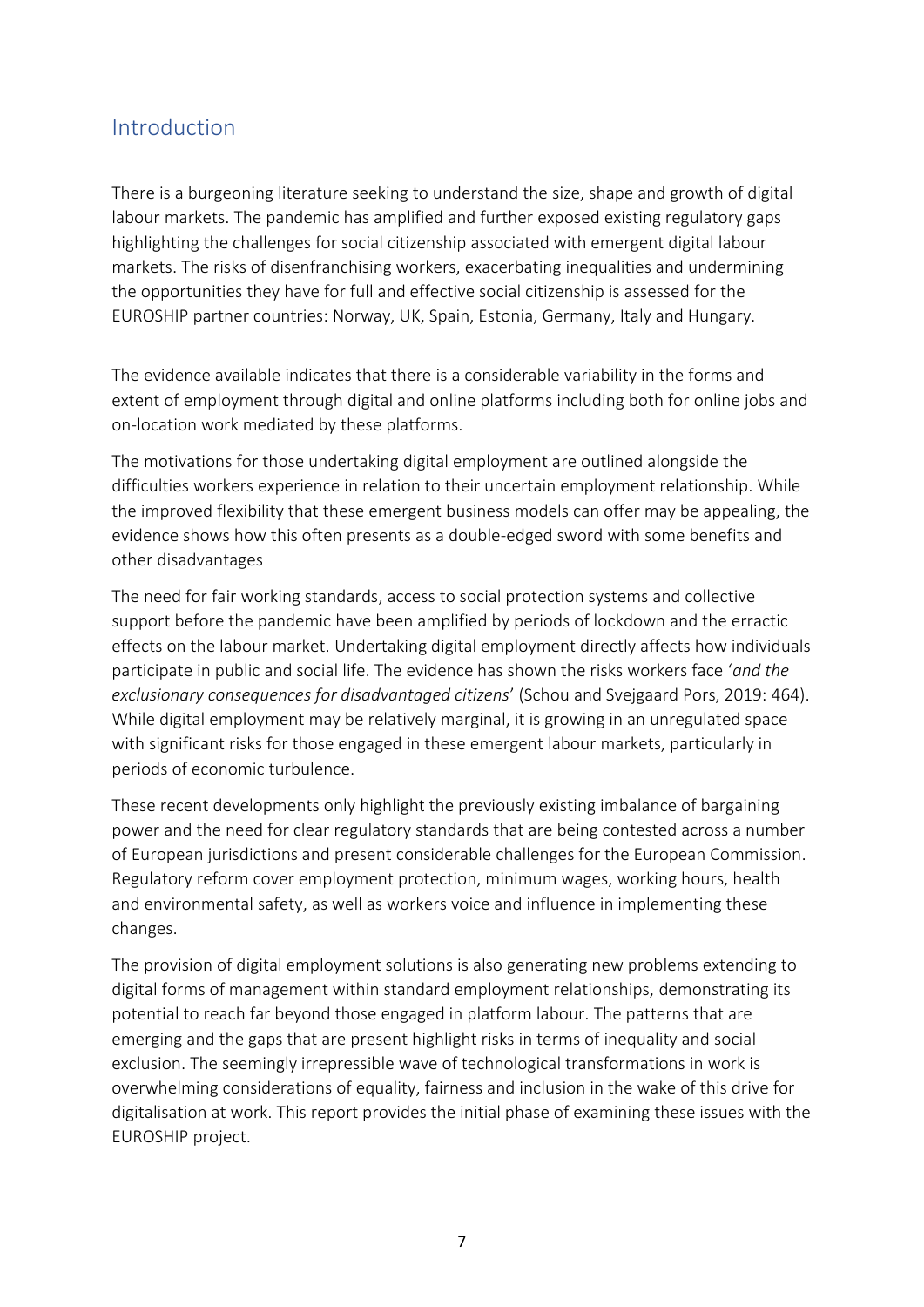## Introduction

There is a burgeoning literature seeking to understand the size, shape and growth of digital labour markets. The pandemic has amplified and further exposed existing regulatory gaps highlighting the challenges for social citizenship associated with emergent digital labour markets. The risks of disenfranchising workers, exacerbating inequalities and undermining the opportunities they have for full and effective social citizenship is assessed for the EUROSHIP partner countries: Norway, UK, Spain, Estonia, Germany, Italy and Hungary.

The evidence available indicates that there is a considerable variability in the forms and extent of employment through digital and online platforms including both for online jobs and on-location work mediated by these platforms.

The motivations for those undertaking digital employment are outlined alongside the difficulties workers experience in relation to their uncertain employment relationship. While the improved flexibility that these emergent business models can offer may be appealing, the evidence shows how this often presents as a double-edged sword with some benefits and other disadvantages

The need for fair working standards, access to social protection systems and collective support before the pandemic have been amplified by periods of lockdown and the erractic effects on the labour market. Undertaking digital employment directly affects how individuals participate in public and social life. The evidence has shown the risks workers face '*and the exclusionary consequences for disadvantaged citizens*' (Schou and Svejgaard Pors, 2019: 464). While digital employment may be relatively marginal, it is growing in an unregulated space with significant risks for those engaged in these emergent labour markets, particularly in periods of economic turbulence.

These recent developments only highlight the previously existing imbalance of bargaining power and the need for clear regulatory standards that are being contested across a number of European jurisdictions and present considerable challenges for the European Commission. Regulatory reform cover employment protection, minimum wages, working hours, health and environmental safety, as well as workers voice and influence in implementing these changes.

The provision of digital employment solutions is also generating new problems extending to digital forms of management within standard employment relationships, demonstrating its potential to reach far beyond those engaged in platform labour. The patterns that are emerging and the gaps that are present highlight risks in terms of inequality and social exclusion. The seemingly irrepressible wave of technological transformations in work is overwhelming considerations of equality, fairness and inclusion in the wake of this drive for digitalisation at work. This report provides the initial phase of examining these issues with the EUROSHIP project.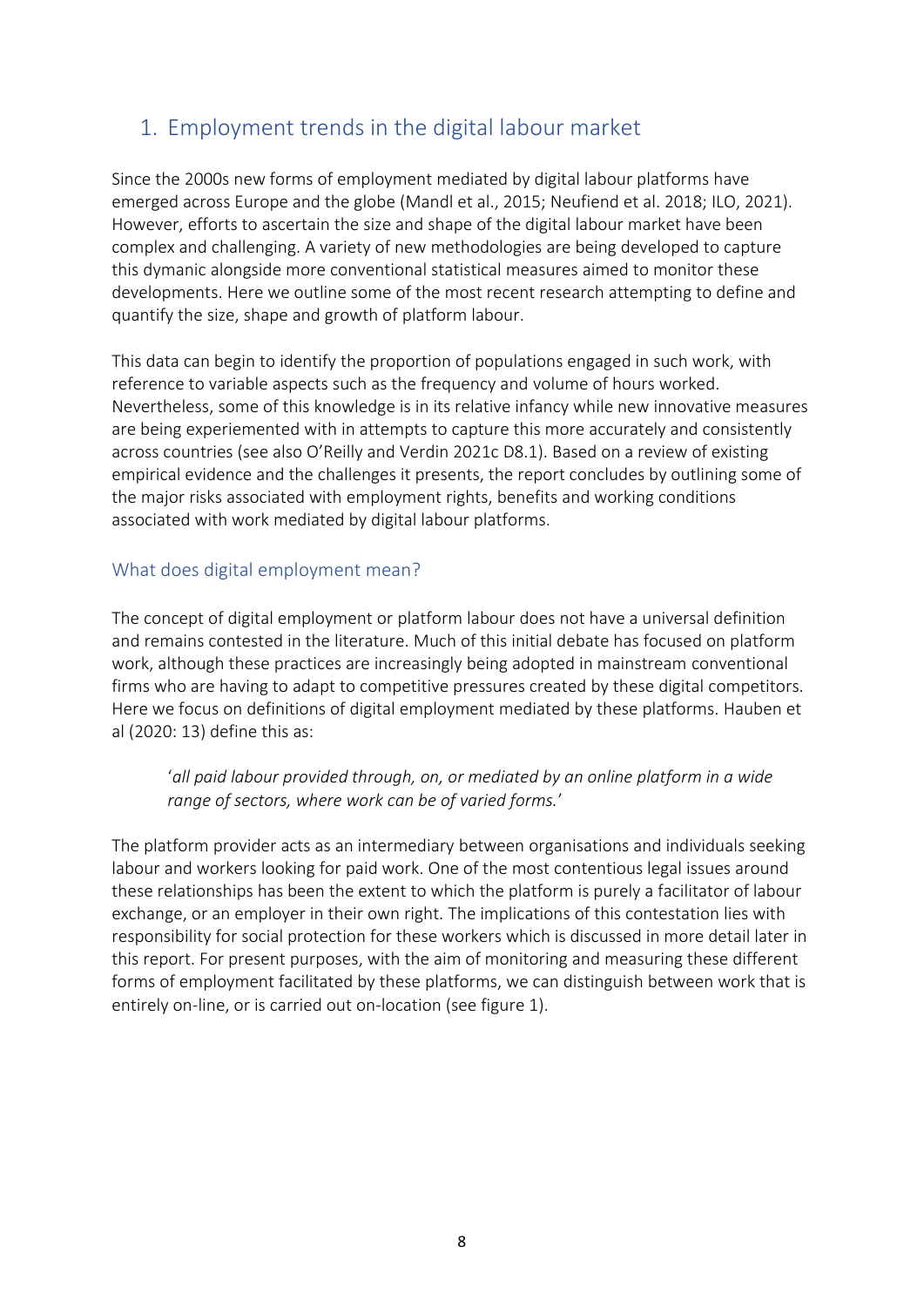# 1. Employment trends in the digital labour market

Since the 2000s new forms of employment mediated by digital labour platforms have emerged across Europe and the globe (Mandl et al., 2015; Neufiend et al. 2018; ILO, 2021). However, efforts to ascertain the size and shape of the digital labour market have been complex and challenging. A variety of new methodologies are being developed to capture this dymanic alongside more conventional statistical measures aimed to monitor these developments. Here we outline some of the most recent research attempting to define and quantify the size, shape and growth of platform labour.

This data can begin to identify the proportion of populations engaged in such work, with reference to variable aspects such as the frequency and volume of hours worked. Nevertheless, some of this knowledge is in its relative infancy while new innovative measures are being experiemented with in attempts to capture this more accurately and consistently across countries (see also O'Reilly and Verdin 2021c D8.1). Based on a review of existing empirical evidence and the challenges it presents, the report concludes by outlining some of the major risks associated with employment rights, benefits and working conditions associated with work mediated by digital labour platforms.

## What does digital employment mean?

The concept of digital employment or platform labour does not have a universal definition and remains contested in the literature. Much of this initial debate has focused on platform work, although these practices are increasingly being adopted in mainstream conventional firms who are having to adapt to competitive pressures created by these digital competitors. Here we focus on definitions of digital employment mediated by these platforms. Hauben et al (2020: 13) define this as:

> '*all paid labour provided through, on, or mediated by an online platform in a wide range of sectors, where work can be of varied forms.*'

The platform provider acts as an intermediary between organisations and individuals seeking labour and workers looking for paid work. One of the most contentious legal issues around these relationships has been the extent to which the platform is purely a facilitator of labour exchange, or an employer in their own right. The implications of this contestation lies with responsibility for social protection for these workers which is discussed in more detail later in this report. For present purposes, with the aim of monitoring and measuring these different forms of employment facilitated by these platforms, we can distinguish between work that is entirely on-line, or is carried out on-location (see figure 1).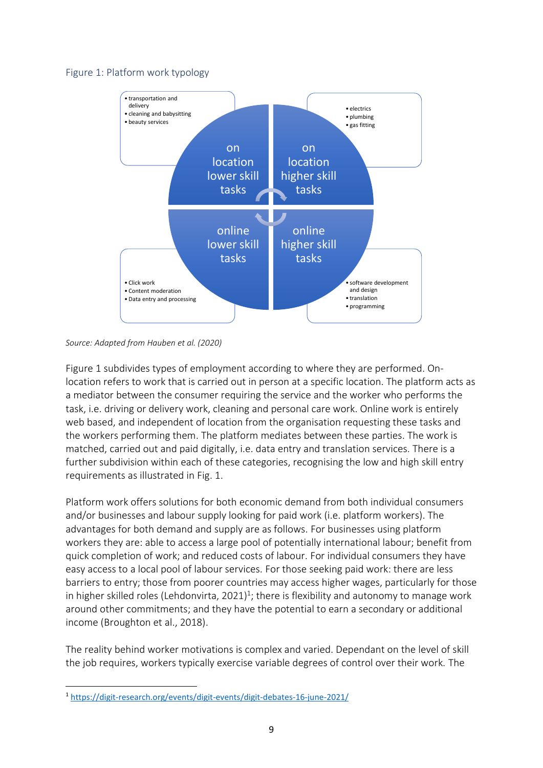Figure 1: Platform work typology

- transportation and delivery
- cleaning and babysitting
- beauty services

on location lower skill tasks

- electrics
- plumbing
- gas fitting

on location higher skill tasks

online lower skill tasks

- Click work
- Content moderation
- Data entry and processing

online higher skill tasks

- software development and design
- translation
- programming

*Source: Adapted from Hauben et al. (2020)*

Figure 1 subdivides types of employment according to where they are performed. On-location refers to work that is carried out in person at a specific location. The platform acts as a mediator between the consumer requiring the service and the worker who performs the task, i.e. driving or delivery work, cleaning and personal care work. Online work is entirely web based, and independent of location from the organisation requesting these tasks and the workers performing them. The platform mediates between these parties. The work is matched, carried out and paid digitally, i.e. data entry and translation services. There is a further subdivision within each of these categories, recognising the low and high skill entry requirements as illustrated in Fig. 1.

Platform work offers solutions for both economic demand from both individual consumers and/or businesses and labour supply looking for paid work (i.e. platform workers). The advantages for both demand and supply are as follows. For businesses using platform workers they are: able to access a large pool of potentially international labour; benefit from quick completion of work; and reduced costs of labour. For individual consumers they have easy access to a local pool of labour services. For those seeking paid work: there are less barriers to entry; those from poorer countries may access higher wages, particularly for those in higher skilled roles (Lehdonvirta, 2021)[1]; there is flexibility and autonomy to manage work around other commitments; and they have the potential to earn a secondary or additional income (Broughton et al., 2018).

The reality behind worker motivations is complex and varied. Dependant on the level of skill the job requires, workers typically exercise variable degrees of control over their work. The

[1] https://digit-research.org/events/digit-events/digit-debates-16-june-2021/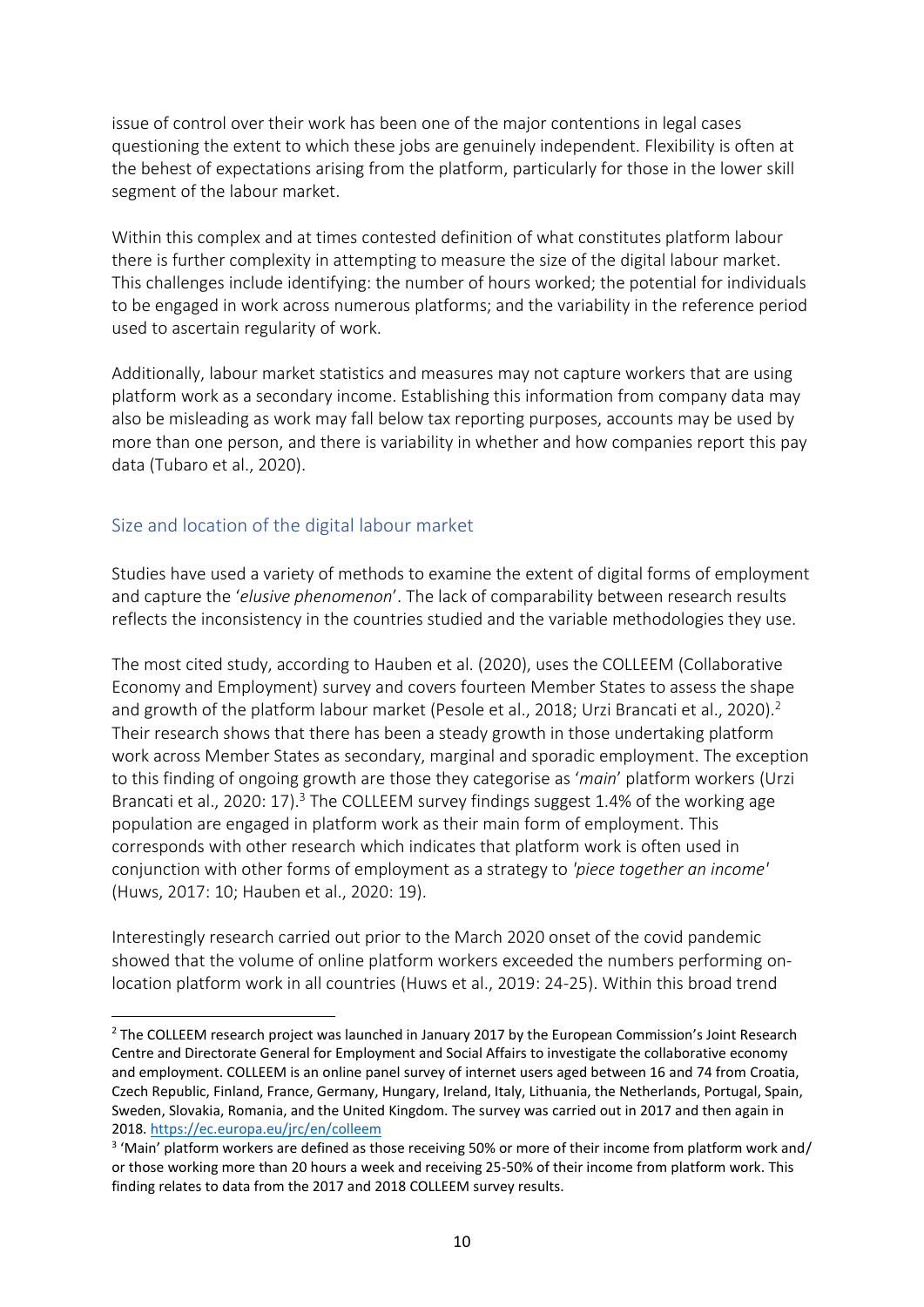issue of control over their work has been one of the major contentions in legal cases questioning the extent to which these jobs are genuinely independent. Flexibility is often at the behest of expectations arising from the platform, particularly for those in the lower skill segment of the labour market.

Within this complex and at times contested definition of what constitutes platform labour there is further complexity in attempting to measure the size of the digital labour market. This challenges include identifying: the number of hours worked; the potential for individuals to be engaged in work across numerous platforms; and the variability in the reference period used to ascertain regularity of work.

Additionally, labour market statistics and measures may not capture workers that are using platform work as a secondary income. Establishing this information from company data may also be misleading as work may fall below tax reporting purposes, accounts may be used by more than one person, and there is variability in whether and how companies report this pay data (Tubaro et al., 2020).

## Size and location of the digital labour market

Studies have used a variety of methods to examine the extent of digital forms of employment and capture the '*elusive phenomenon*'. The lack of comparability between research results reflects the inconsistency in the countries studied and the variable methodologies they use.

The most cited study, according to Hauben et al. (2020), uses the COLLEEM (Collaborative Economy and Employment) survey and covers fourteen Member States to assess the shape and growth of the platform labour market (Pesole et al., 2018; Urzi Brancati et al., 2020).[2] Their research shows that there has been a steady growth in those undertaking platform work across Member States as secondary, marginal and sporadic employment. The exception to this finding of ongoing growth are those they categorise as '*main*' platform workers (Urzi Brancati et al., 2020: 17).[3] The COLLEEM survey findings suggest 1.4% of the working age population are engaged in platform work as their main form of employment. This corresponds with other research which indicates that platform work is often used in conjunction with other forms of employment as a strategy to *'piece together an income'* (Huws, 2017: 10; Hauben et al., 2020: 19).

Interestingly research carried out prior to the March 2020 onset of the covid pandemic showed that the volume of online platform workers exceeded the numbers performing on-location platform work in all countries (Huws et al., 2019: 24-25). Within this broad trend

---

[2] The COLLEEM research project was launched in January 2017 by the European Commission's Joint Research Centre and Directorate General for Employment and Social Affairs to investigate the collaborative economy and employment. COLLEEM is an online panel survey of internet users aged between 16 and 74 from Croatia, Czech Republic, Finland, France, Germany, Hungary, Ireland, Italy, Lithuania, the Netherlands, Portugal, Spain, Sweden, Slovakia, Romania, and the United Kingdom. The survey was carried out in 2017 and then again in 2018. https://ec.europa.eu/jrc/en/colleem

[3] 'Main' platform workers are defined as those receiving 50% or more of their income from platform work and/ or those working more than 20 hours a week and receiving 25-50% of their income from platform work. This finding relates to data from the 2017 and 2018 COLLEEM survey results.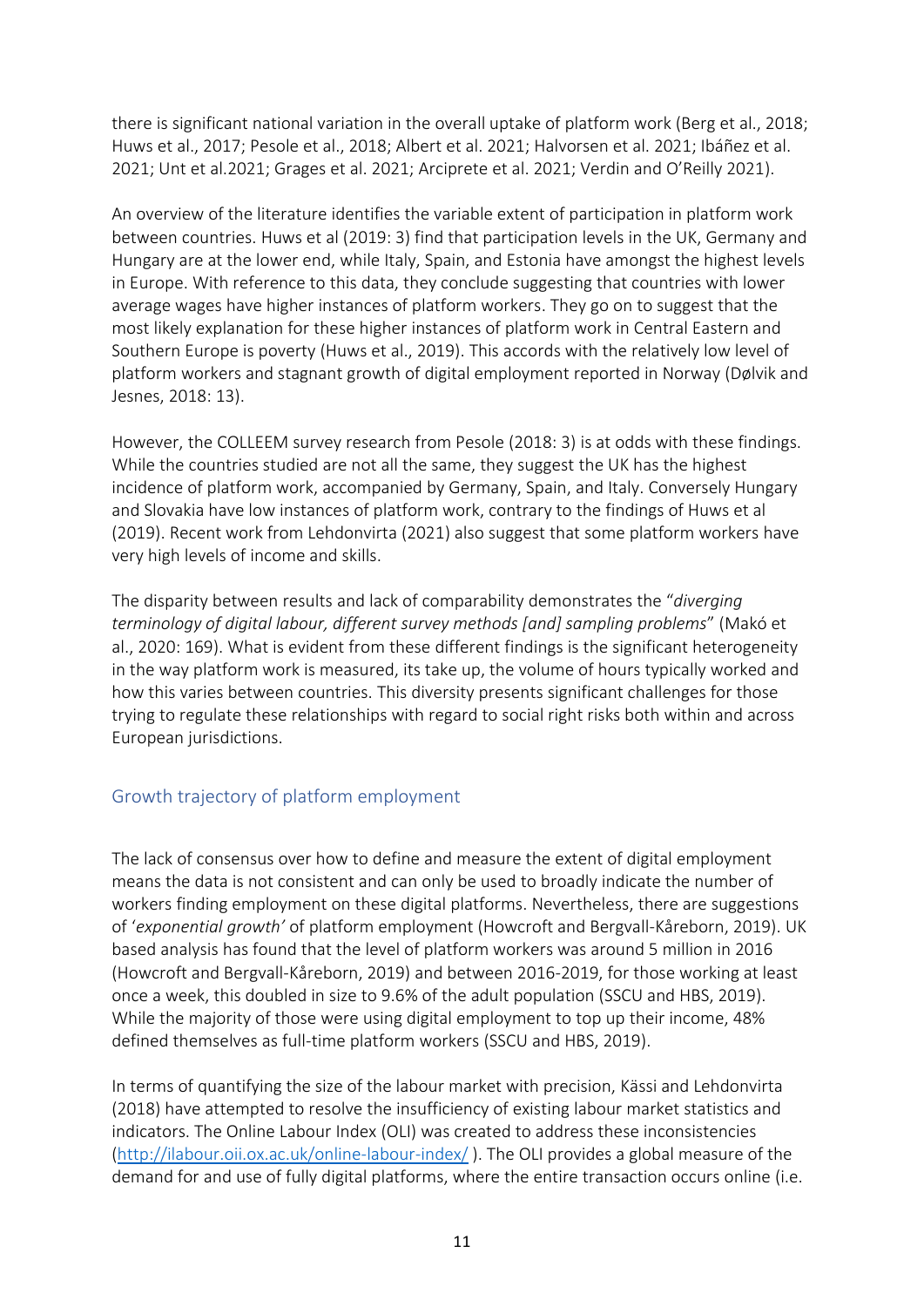there is significant national variation in the overall uptake of platform work (Berg et al., 2018; Huws et al., 2017; Pesole et al., 2018; Albert et al. 2021; Halvorsen et al. 2021; Ibáñez et al. 2021; Unt et al.2021; Grages et al. 2021; Arciprete et al. 2021; Verdin and O'Reilly 2021).

An overview of the literature identifies the variable extent of participation in platform work between countries. Huws et al (2019: 3) find that participation levels in the UK, Germany and Hungary are at the lower end, while Italy, Spain, and Estonia have amongst the highest levels in Europe. With reference to this data, they conclude suggesting that countries with lower average wages have higher instances of platform workers. They go on to suggest that the most likely explanation for these higher instances of platform work in Central Eastern and Southern Europe is poverty (Huws et al., 2019). This accords with the relatively low level of platform workers and stagnant growth of digital employment reported in Norway (Dølvik and Jesnes, 2018: 13).

However, the COLLEEM survey research from Pesole (2018: 3) is at odds with these findings. While the countries studied are not all the same, they suggest the UK has the highest incidence of platform work, accompanied by Germany, Spain, and Italy. Conversely Hungary and Slovakia have low instances of platform work, contrary to the findings of Huws et al (2019). Recent work from Lehdonvirta (2021) also suggest that some platform workers have very high levels of income and skills.

The disparity between results and lack of comparability demonstrates the "*diverging terminology of digital labour, different survey methods [and] sampling problems*" (Makó et al., 2020: 169). What is evident from these different findings is the significant heterogeneity in the way platform work is measured, its take up, the volume of hours typically worked and how this varies between countries. This diversity presents significant challenges for those trying to regulate these relationships with regard to social right risks both within and across European jurisdictions.

## Growth trajectory of platform employment

The lack of consensus over how to define and measure the extent of digital employment means the data is not consistent and can only be used to broadly indicate the number of workers finding employment on these digital platforms. Nevertheless, there are suggestions of '*exponential growth'* of platform employment (Howcroft and Bergvall-Kåreborn, 2019). UK based analysis has found that the level of platform workers was around 5 million in 2016 (Howcroft and Bergvall-Kåreborn, 2019) and between 2016-2019, for those working at least once a week, this doubled in size to 9.6% of the adult population (SSCU and HBS, 2019). While the majority of those were using digital employment to top up their income, 48% defined themselves as full-time platform workers (SSCU and HBS, 2019).

In terms of quantifying the size of the labour market with precision, Kässi and Lehdonvirta (2018) have attempted to resolve the insufficiency of existing labour market statistics and indicators. The Online Labour Index (OLI) was created to address these inconsistencies (http://ilabour.oii.ox.ac.uk/online-labour-index/ ). The OLI provides a global measure of the demand for and use of fully digital platforms, where the entire transaction occurs online (i.e.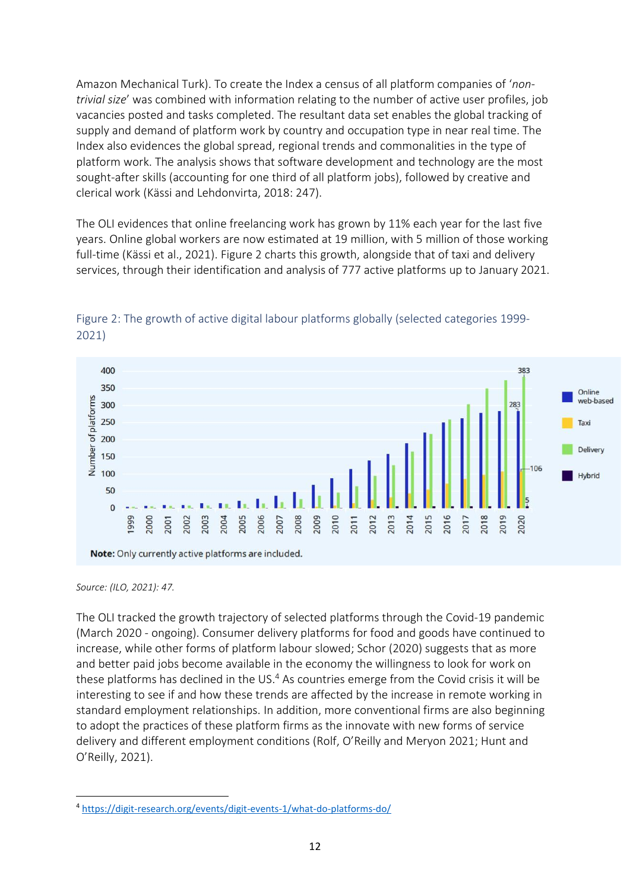Amazon Mechanical Turk). To create the Index a census of all platform companies of '*non-trivial size*' was combined with information relating to the number of active user profiles, job vacancies posted and tasks completed. The resultant data set enables the global tracking of supply and demand of platform work by country and occupation type in near real time. The Index also evidences the global spread, regional trends and commonalities in the type of platform work. The analysis shows that software development and technology are the most sought-after skills (accounting for one third of all platform jobs), followed by creative and clerical work (Kässi and Lehdonvirta, 2018: 247).

The OLI evidences that online freelancing work has grown by 11% each year for the last five years. Online global workers are now estimated at 19 million, with 5 million of those working full-time (Kässi et al., 2021). Figure 2 charts this growth, alongside that of taxi and delivery services, through their identification and analysis of 777 active platforms up to January 2021.

Figure 2: The growth of active digital labour platforms globally (selected categories 1999-2021)

**Note:** Only currently active platforms are included.

*Source: (ILO, 2021): 47.*

The OLI tracked the growth trajectory of selected platforms through the Covid-19 pandemic (March 2020 - ongoing). Consumer delivery platforms for food and goods have continued to increase, while other forms of platform labour slowed; Schor (2020) suggests that as more and better paid jobs become available in the economy the willingness to look for work on these platforms has declined in the US.[4] As countries emerge from the Covid crisis it will be interesting to see if and how these trends are affected by the increase in remote working in standard employment relationships. In addition, more conventional firms are also beginning to adopt the practices of these platform firms as the innovate with new forms of service delivery and different employment conditions (Rolf, O'Reilly and Meryon 2021; Hunt and O'Reilly, 2021).

[4] https://digit-research.org/events/digit-events-1/what-do-platforms-do/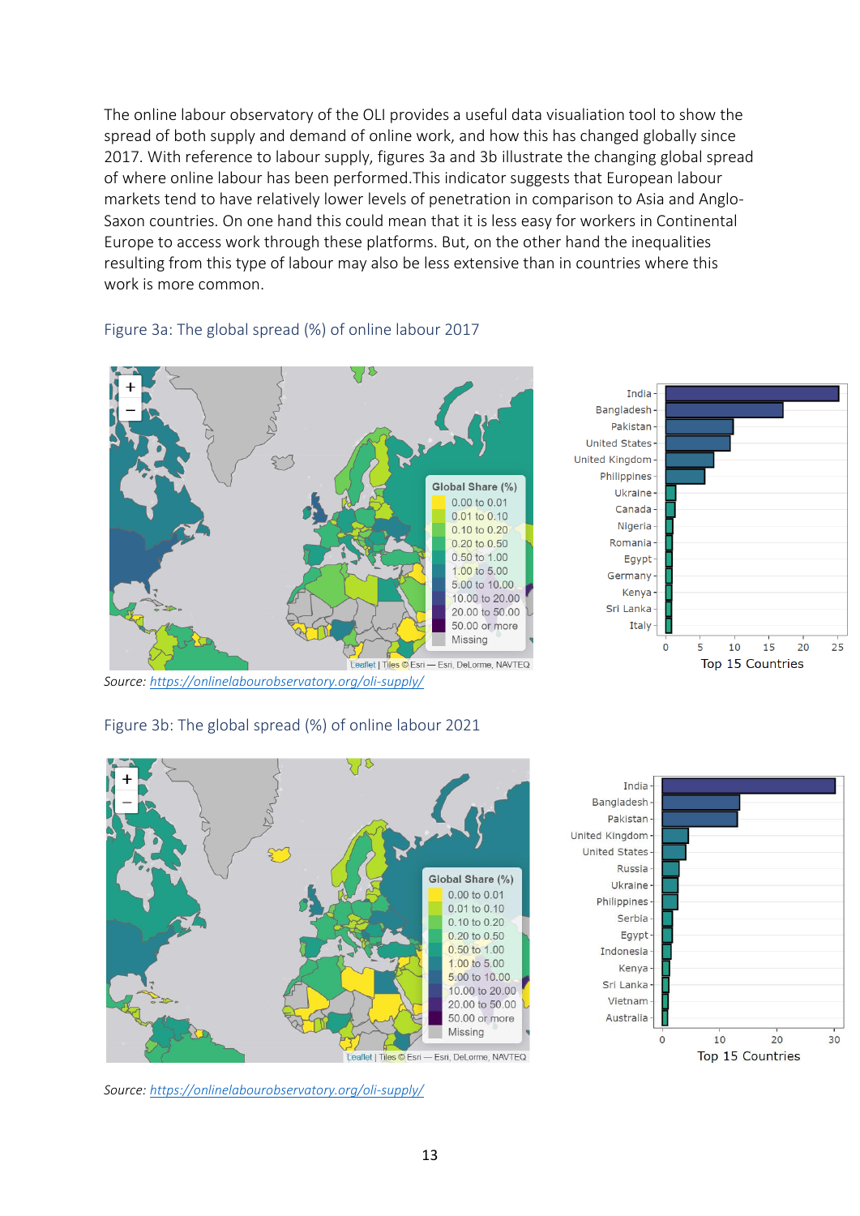The online labour observatory of the OLI provides a useful data visualiation tool to show the spread of both supply and demand of online work, and how this has changed globally since 2017. With reference to labour supply, figures 3a and 3b illustrate the changing global spread of where online labour has been performed.This indicator suggests that European labour markets tend to have relatively lower levels of penetration in comparison to Asia and Anglo-Saxon countries. On one hand this could mean that it is less easy for workers in Continental Europe to access work through these platforms. But, on the other hand the inequalities resulting from this type of labour may also be less extensive than in countries where this work is more common.

Figure 3a: The global spread (%) of online labour 2017

Source: https://onlinelabourobservatory.org/oli-supply/

Figure 3b: The global spread (%) of online labour 2021

Source: https://onlinelabourobservatory.org/oli-supply/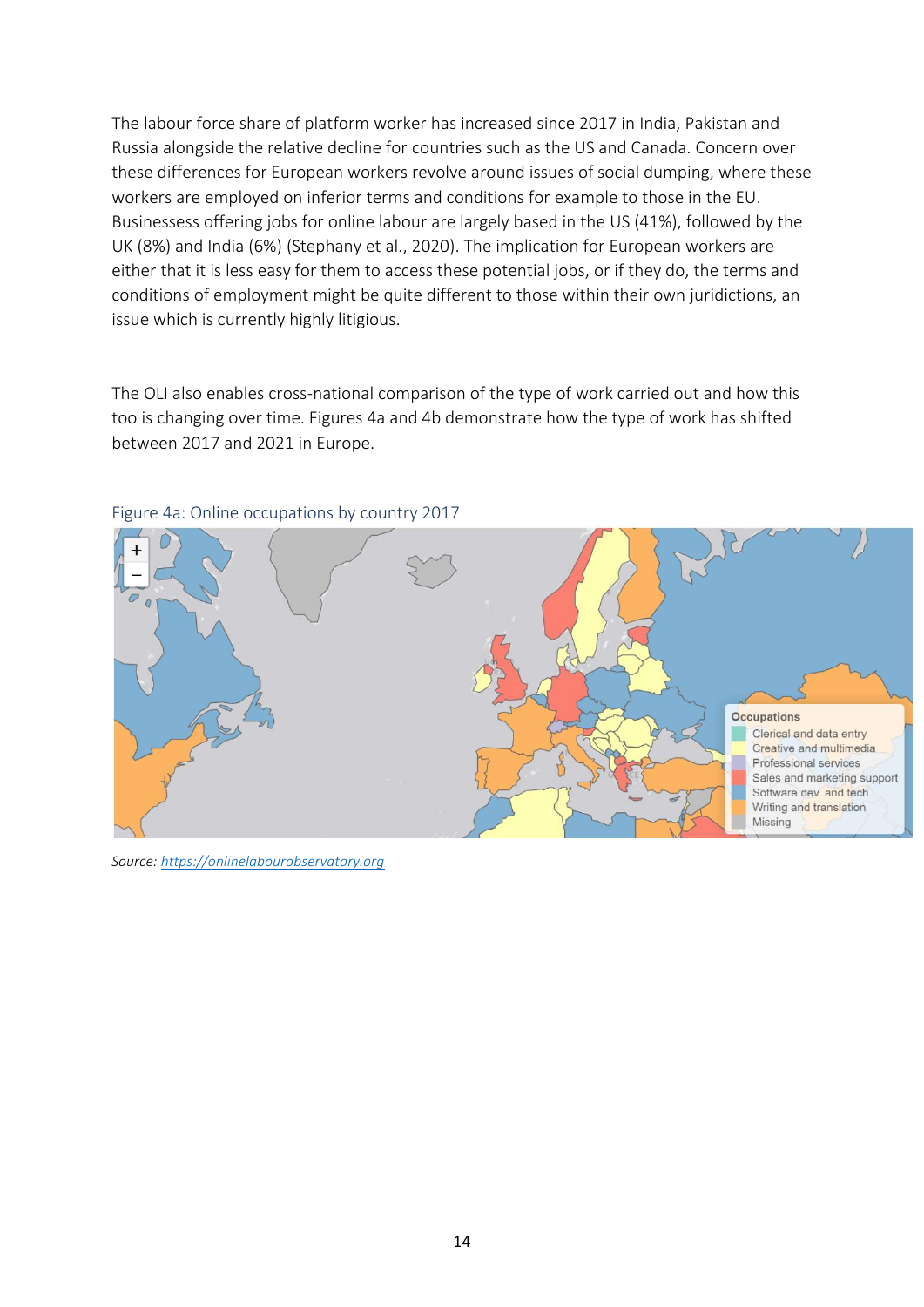The labour force share of platform worker has increased since 2017 in India, Pakistan and Russia alongside the relative decline for countries such as the US and Canada. Concern over these differences for European workers revolve around issues of social dumping, where these workers are employed on inferior terms and conditions for example to those in the EU. Businessess offering jobs for online labour are largely based in the US (41%), followed by the UK (8%) and India (6%) (Stephany et al., 2020). The implication for European workers are either that it is less easy for them to access these potential jobs, or if they do, the terms and conditions of employment might be quite different to those within their own juridictions, an issue which is currently highly litigious.

The OLI also enables cross-national comparison of the type of work carried out and how this too is changing over time. Figures 4a and 4b demonstrate how the type of work has shifted between 2017 and 2021 in Europe.

Figure 4a: Online occupations by country 2017

*Source: https://onlinelabourobservatory.org*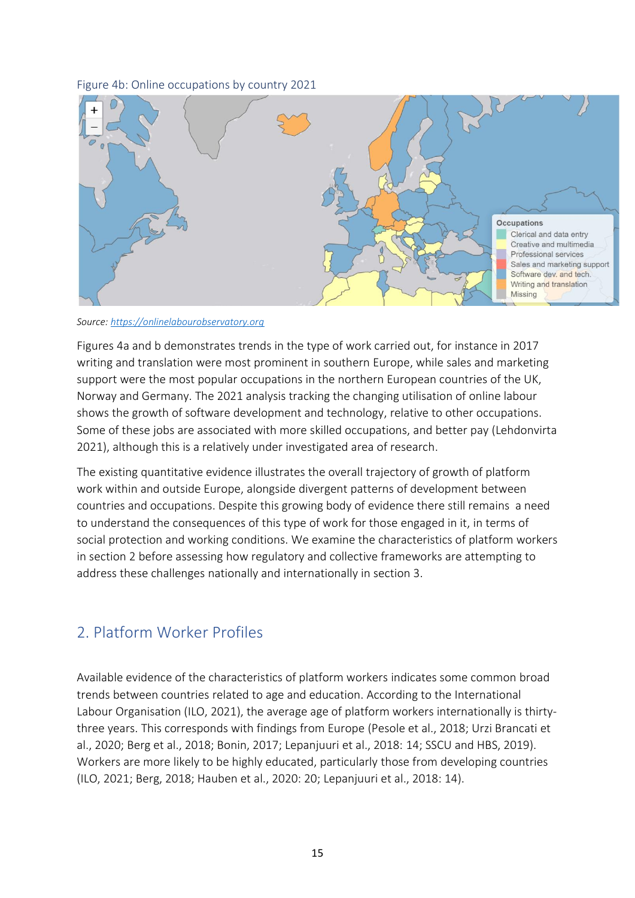Figure 4b: Online occupations by country 2021

*Source: https://onlinelabourobservatory.org*

Figures 4a and b demonstrates trends in the type of work carried out, for instance in 2017 writing and translation were most prominent in southern Europe, while sales and marketing support were the most popular occupations in the northern European countries of the UK, Norway and Germany. The 2021 analysis tracking the changing utilisation of online labour shows the growth of software development and technology, relative to other occupations. Some of these jobs are associated with more skilled occupations, and better pay (Lehdonvirta 2021), although this is a relatively under investigated area of research.

The existing quantitative evidence illustrates the overall trajectory of growth of platform work within and outside Europe, alongside divergent patterns of development between countries and occupations. Despite this growing body of evidence there still remains a need to understand the consequences of this type of work for those engaged in it, in terms of social protection and working conditions. We examine the characteristics of platform workers in section 2 before assessing how regulatory and collective frameworks are attempting to address these challenges nationally and internationally in section 3.

## 2. Platform Worker Profiles

Available evidence of the characteristics of platform workers indicates some common broad trends between countries related to age and education. According to the International Labour Organisation (ILO, 2021), the average age of platform workers internationally is thirty-three years. This corresponds with findings from Europe (Pesole et al., 2018; Urzi Brancati et al., 2020; Berg et al., 2018; Bonin, 2017; Lepanjuuri et al., 2018: 14; SSCU and HBS, 2019). Workers are more likely to be highly educated, particularly those from developing countries (ILO, 2021; Berg, 2018; Hauben et al., 2020: 20; Lepanjuuri et al., 2018: 14).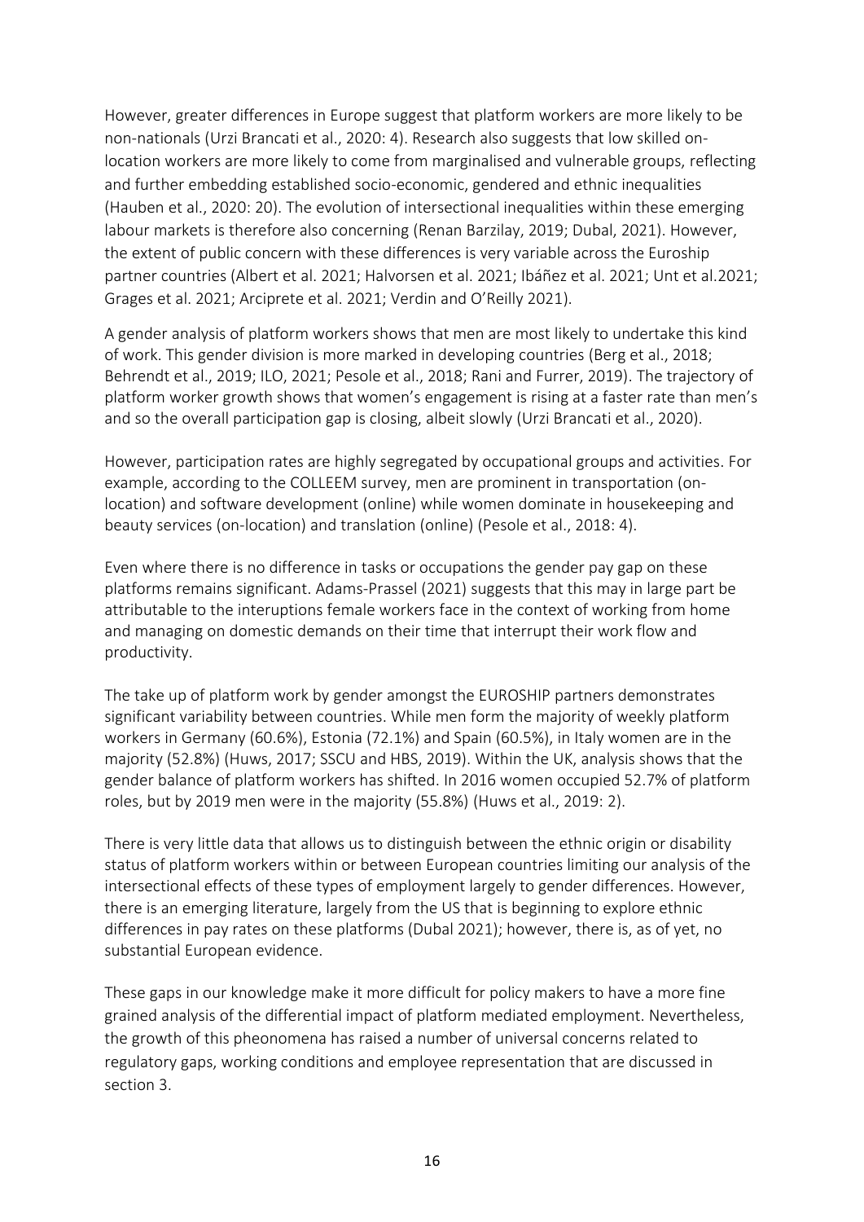However, greater differences in Europe suggest that platform workers are more likely to be non-nationals (Urzi Brancati et al., 2020: 4). Research also suggests that low skilled on-location workers are more likely to come from marginalised and vulnerable groups, reflecting and further embedding established socio-economic, gendered and ethnic inequalities (Hauben et al., 2020: 20). The evolution of intersectional inequalities within these emerging labour markets is therefore also concerning (Renan Barzilay, 2019; Dubal, 2021). However, the extent of public concern with these differences is very variable across the Euroship partner countries (Albert et al. 2021; Halvorsen et al. 2021; Ibáñez et al. 2021; Unt et al.2021; Grages et al. 2021; Arciprete et al. 2021; Verdin and O'Reilly 2021).

A gender analysis of platform workers shows that men are most likely to undertake this kind of work. This gender division is more marked in developing countries (Berg et al., 2018; Behrendt et al., 2019; ILO, 2021; Pesole et al., 2018; Rani and Furrer, 2019). The trajectory of platform worker growth shows that women's engagement is rising at a faster rate than men's and so the overall participation gap is closing, albeit slowly (Urzi Brancati et al., 2020).

However, participation rates are highly segregated by occupational groups and activities. For example, according to the COLLEEM survey, men are prominent in transportation (on-location) and software development (online) while women dominate in housekeeping and beauty services (on-location) and translation (online) (Pesole et al., 2018: 4).

Even where there is no difference in tasks or occupations the gender pay gap on these platforms remains significant. Adams-Prassel (2021) suggests that this may in large part be attributable to the interuptions female workers face in the context of working from home and managing on domestic demands on their time that interrupt their work flow and productivity.

The take up of platform work by gender amongst the EUROSHIP partners demonstrates significant variability between countries. While men form the majority of weekly platform workers in Germany (60.6%), Estonia (72.1%) and Spain (60.5%), in Italy women are in the majority (52.8%) (Huws, 2017; SSCU and HBS, 2019). Within the UK, analysis shows that the gender balance of platform workers has shifted. In 2016 women occupied 52.7% of platform roles, but by 2019 men were in the majority (55.8%) (Huws et al., 2019: 2).

There is very little data that allows us to distinguish between the ethnic origin or disability status of platform workers within or between European countries limiting our analysis of the intersectional effects of these types of employment largely to gender differences. However, there is an emerging literature, largely from the US that is beginning to explore ethnic differences in pay rates on these platforms (Dubal 2021); however, there is, as of yet, no substantial European evidence.

These gaps in our knowledge make it more difficult for policy makers to have a more fine grained analysis of the differential impact of platform mediated employment. Nevertheless, the growth of this pheonomena has raised a number of universal concerns related to regulatory gaps, working conditions and employee representation that are discussed in section 3.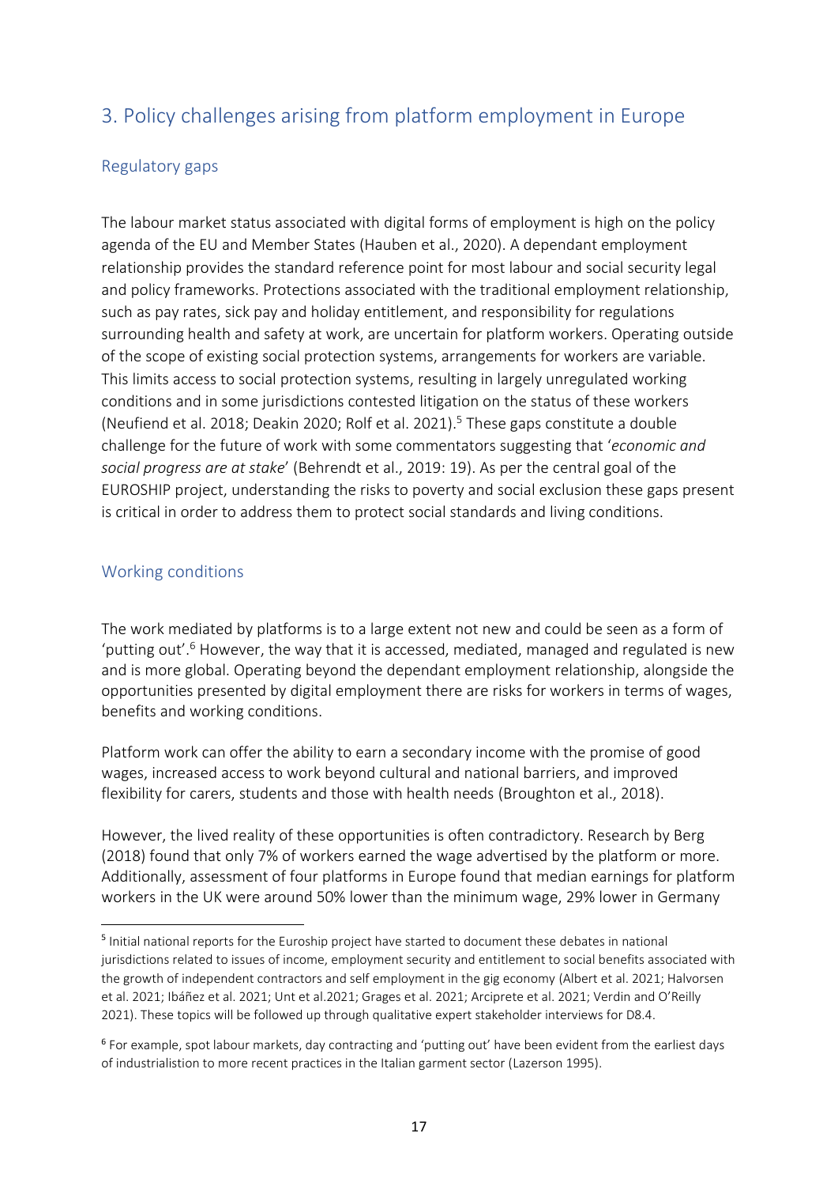## 3. Policy challenges arising from platform employment in Europe

### Regulatory gaps

The labour market status associated with digital forms of employment is high on the policy agenda of the EU and Member States (Hauben et al., 2020). A dependant employment relationship provides the standard reference point for most labour and social security legal and policy frameworks. Protections associated with the traditional employment relationship, such as pay rates, sick pay and holiday entitlement, and responsibility for regulations surrounding health and safety at work, are uncertain for platform workers. Operating outside of the scope of existing social protection systems, arrangements for workers are variable. This limits access to social protection systems, resulting in largely unregulated working conditions and in some jurisdictions contested litigation on the status of these workers (Neufiend et al. 2018; Deakin 2020; Rolf et al. 2021).[5] These gaps constitute a double challenge for the future of work with some commentators suggesting that '*economic and social progress are at stake*' (Behrendt et al., 2019: 19). As per the central goal of the EUROSHIP project, understanding the risks to poverty and social exclusion these gaps present is critical in order to address them to protect social standards and living conditions.

### Working conditions

The work mediated by platforms is to a large extent not new and could be seen as a form of 'putting out'.[6] However, the way that it is accessed, mediated, managed and regulated is new and is more global. Operating beyond the dependant employment relationship, alongside the opportunities presented by digital employment there are risks for workers in terms of wages, benefits and working conditions.

Platform work can offer the ability to earn a secondary income with the promise of good wages, increased access to work beyond cultural and national barriers, and improved flexibility for carers, students and those with health needs (Broughton et al., 2018).

However, the lived reality of these opportunities is often contradictory. Research by Berg (2018) found that only 7% of workers earned the wage advertised by the platform or more. Additionally, assessment of four platforms in Europe found that median earnings for platform workers in the UK were around 50% lower than the minimum wage, 29% lower in Germany

---

[5] Initial national reports for the Euroship project have started to document these debates in national jurisdictions related to issues of income, employment security and entitlement to social benefits associated with the growth of independent contractors and self employment in the gig economy (Albert et al. 2021; Halvorsen et al. 2021; Ibáñez et al. 2021; Unt et al.2021; Grages et al. 2021; Arciprete et al. 2021; Verdin and O'Reilly 2021). These topics will be followed up through qualitative expert stakeholder interviews for D8.4.

[6] For example, spot labour markets, day contracting and 'putting out' have been evident from the earliest days of industrialisation to more recent practices in the Italian garment sector (Lazerson 1995).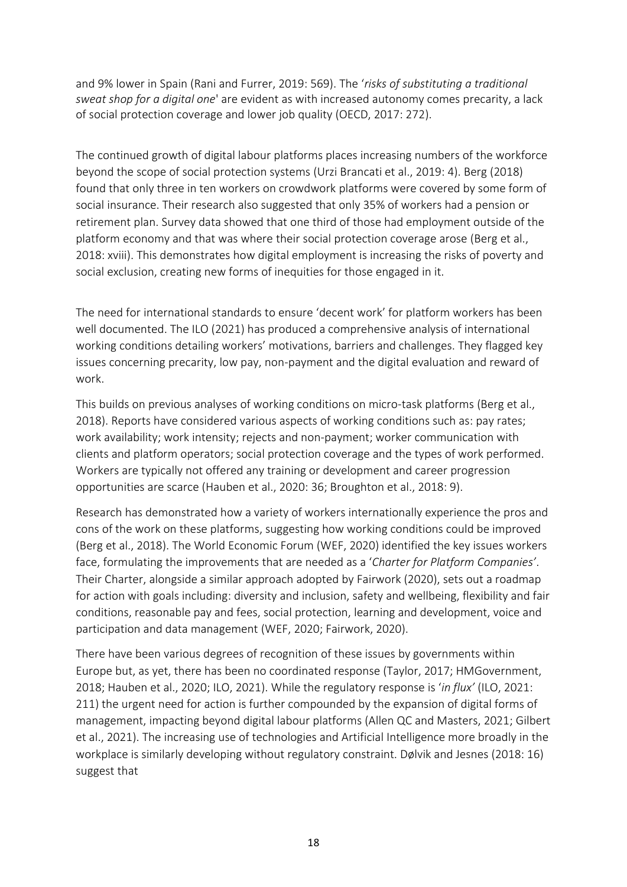and 9% lower in Spain (Rani and Furrer, 2019: 569). The '*risks of substituting a traditional sweat shop for a digital one*' are evident as with increased autonomy comes precarity, a lack of social protection coverage and lower job quality (OECD, 2017: 272).

The continued growth of digital labour platforms places increasing numbers of the workforce beyond the scope of social protection systems (Urzi Brancati et al., 2019: 4). Berg (2018) found that only three in ten workers on crowdwork platforms were covered by some form of social insurance. Their research also suggested that only 35% of workers had a pension or retirement plan. Survey data showed that one third of those had employment outside of the platform economy and that was where their social protection coverage arose (Berg et al., 2018: xviii). This demonstrates how digital employment is increasing the risks of poverty and social exclusion, creating new forms of inequities for those engaged in it.

The need for international standards to ensure 'decent work' for platform workers has been well documented. The ILO (2021) has produced a comprehensive analysis of international working conditions detailing workers' motivations, barriers and challenges. They flagged key issues concerning precarity, low pay, non-payment and the digital evaluation and reward of work.

This builds on previous analyses of working conditions on micro-task platforms (Berg et al., 2018). Reports have considered various aspects of working conditions such as: pay rates; work availability; work intensity; rejects and non-payment; worker communication with clients and platform operators; social protection coverage and the types of work performed. Workers are typically not offered any training or development and career progression opportunities are scarce (Hauben et al., 2020: 36; Broughton et al., 2018: 9).

Research has demonstrated how a variety of workers internationally experience the pros and cons of the work on these platforms, suggesting how working conditions could be improved (Berg et al., 2018). The World Economic Forum (WEF, 2020) identified the key issues workers face, formulating the improvements that are needed as a '*Charter for Platform Companies'*. Their Charter, alongside a similar approach adopted by Fairwork (2020), sets out a roadmap for action with goals including: diversity and inclusion, safety and wellbeing, flexibility and fair conditions, reasonable pay and fees, social protection, learning and development, voice and participation and data management (WEF, 2020; Fairwork, 2020).

There have been various degrees of recognition of these issues by governments within Europe but, as yet, there has been no coordinated response (Taylor, 2017; HMGovernment, 2018; Hauben et al., 2020; ILO, 2021). While the regulatory response is '*in flux'* (ILO, 2021: 211) the urgent need for action is further compounded by the expansion of digital forms of management, impacting beyond digital labour platforms (Allen QC and Masters, 2021; Gilbert et al., 2021). The increasing use of technologies and Artificial Intelligence more broadly in the workplace is similarly developing without regulatory constraint. Dølvik and Jesnes (2018: 16) suggest that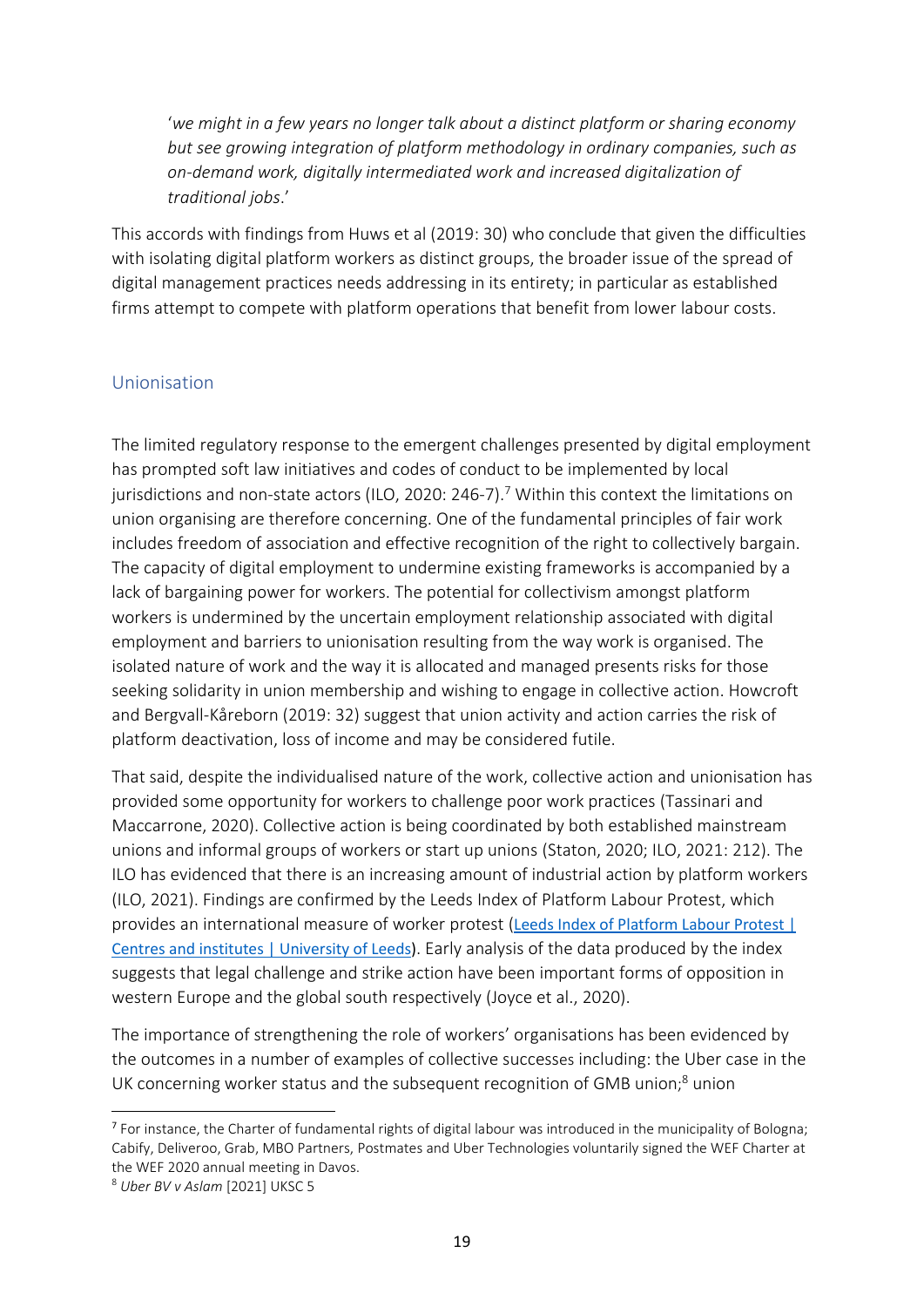'*we might in a few years no longer talk about a distinct platform or sharing economy but see growing integration of platform methodology in ordinary companies, such as on-demand work, digitally intermediated work and increased digitalization of traditional jobs*.'

This accords with findings from Huws et al (2019: 30) who conclude that given the difficulties with isolating digital platform workers as distinct groups, the broader issue of the spread of digital management practices needs addressing in its entirety; in particular as established firms attempt to compete with platform operations that benefit from lower labour costs.

## Unionisation

The limited regulatory response to the emergent challenges presented by digital employment has prompted soft law initiatives and codes of conduct to be implemented by local jurisdictions and non-state actors (ILO, 2020: 246-7).[7] Within this context the limitations on union organising are therefore concerning. One of the fundamental principles of fair work includes freedom of association and effective recognition of the right to collectively bargain. The capacity of digital employment to undermine existing frameworks is accompanied by a lack of bargaining power for workers. The potential for collectivism amongst platform workers is undermined by the uncertain employment relationship associated with digital employment and barriers to unionisation resulting from the way work is organised. The isolated nature of work and the way it is allocated and managed presents risks for those seeking solidarity in union membership and wishing to engage in collective action. Howcroft and Bergvall-Kåreborn (2019: 32) suggest that union activity and action carries the risk of platform deactivation, loss of income and may be considered futile.

That said, despite the individualised nature of the work, collective action and unionisation has provided some opportunity for workers to challenge poor work practices (Tassinari and Maccarrone, 2020). Collective action is being coordinated by both established mainstream unions and informal groups of workers or start up unions (Staton, 2020; ILO, 2021: 212). The ILO has evidenced that there is an increasing amount of industrial action by platform workers (ILO, 2021). Findings are confirmed by the Leeds Index of Platform Labour Protest, which provides an international measure of worker protest (Leeds Index of Platform Labour Protest | Centres and institutes | University of Leeds). Early analysis of the data produced by the index suggests that legal challenge and strike action have been important forms of opposition in western Europe and the global south respectively (Joyce et al., 2020).

The importance of strengthening the role of workers' organisations has been evidenced by the outcomes in a number of examples of collective successes including: the Uber case in the UK concerning worker status and the subsequent recognition of GMB union;[8] union

---

[7] For instance, the Charter of fundamental rights of digital labour was introduced in the municipality of Bologna; Cabify, Deliveroo, Grab, MBO Partners, Postmates and Uber Technologies voluntarily signed the WEF Charter at the WEF 2020 annual meeting in Davos.

[8] *Uber BV v Aslam* [2021] UKSC 5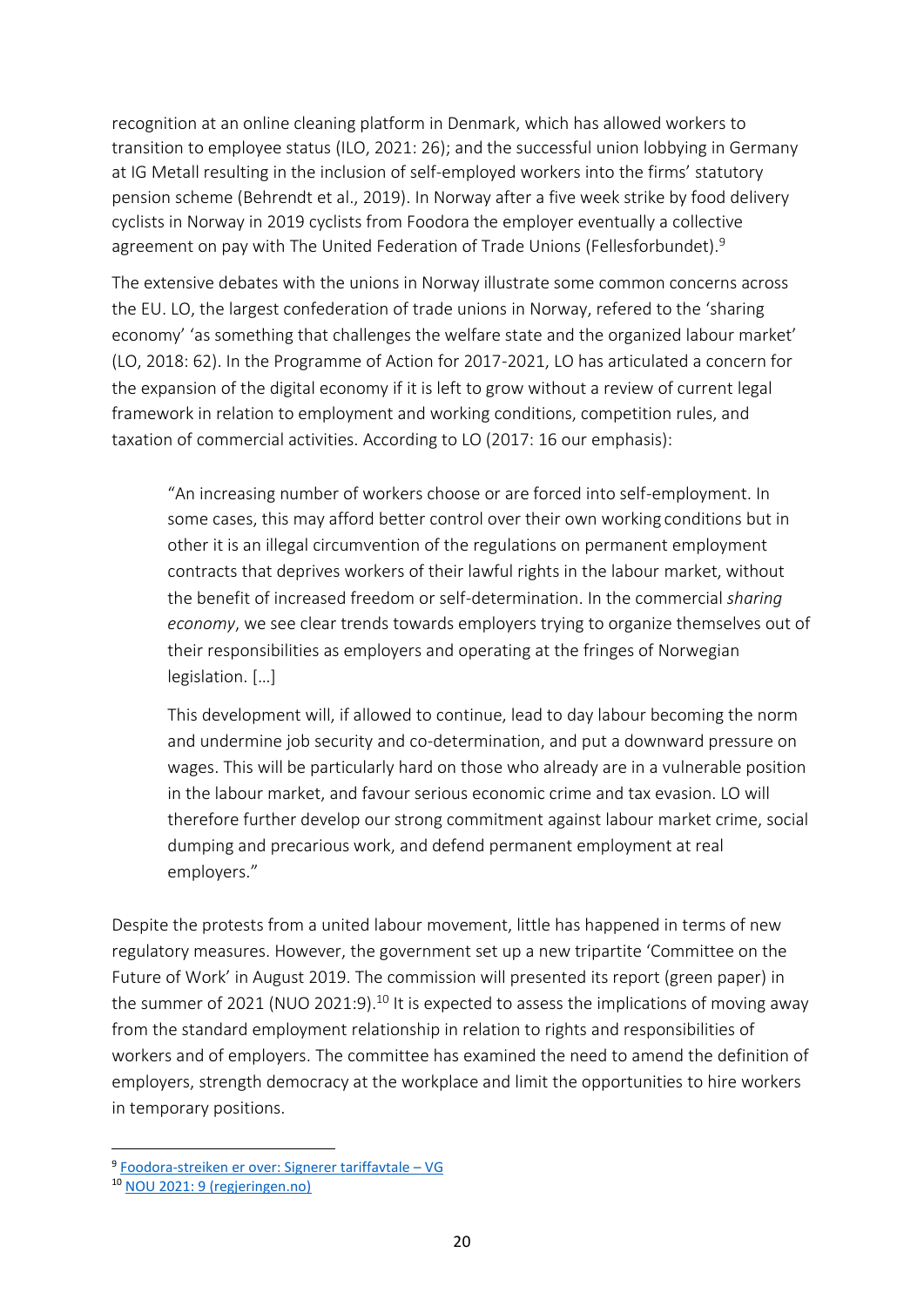recognition at an online cleaning platform in Denmark, which has allowed workers to transition to employee status (ILO, 2021: 26); and the successful union lobbying in Germany at IG Metall resulting in the inclusion of self-employed workers into the firms' statutory pension scheme (Behrendt et al., 2019). In Norway after a five week strike by food delivery cyclists in Norway in 2019 cyclists from Foodora the employer eventually a collective agreement on pay with The United Federation of Trade Unions (Fellesforbundet).[9]

The extensive debates with the unions in Norway illustrate some common concerns across the EU. LO, the largest confederation of trade unions in Norway, refered to the 'sharing economy' 'as something that challenges the welfare state and the organized labour market' (LO, 2018: 62). In the Programme of Action for 2017-2021, LO has articulated a concern for the expansion of the digital economy if it is left to grow without a review of current legal framework in relation to employment and working conditions, competition rules, and taxation of commercial activities. According to LO (2017: 16 our emphasis):

> "An increasing number of workers choose or are forced into self-employment. In some cases, this may afford better control over their own working conditions but in other it is an illegal circumvention of the regulations on permanent employment contracts that deprives workers of their lawful rights in the labour market, without the benefit of increased freedom or self-determination. In the commercial *sharing economy*, we see clear trends towards employers trying to organize themselves out of their responsibilities as employers and operating at the fringes of Norwegian legislation. […]
>
> This development will, if allowed to continue, lead to day labour becoming the norm and undermine job security and co-determination, and put a downward pressure on wages. This will be particularly hard on those who already are in a vulnerable position in the labour market, and favour serious economic crime and tax evasion. LO will therefore further develop our strong commitment against labour market crime, social dumping and precarious work, and defend permanent employment at real employers."

Despite the protests from a united labour movement, little has happened in terms of new regulatory measures. However, the government set up a new tripartite 'Committee on the Future of Work' in August 2019. The commission will presented its report (green paper) in the summer of 2021 (NUO 2021:9).[10] It is expected to assess the implications of moving away from the standard employment relationship in relation to rights and responsibilities of workers and of employers. The committee has examined the need to amend the definition of employers, strength democracy at the workplace and limit the opportunities to hire workers in temporary positions.

---

[9] Foodora-streiken er over: Signerer tariffavtale – VG

[10] NOU 2021: 9 (regjeringen.no)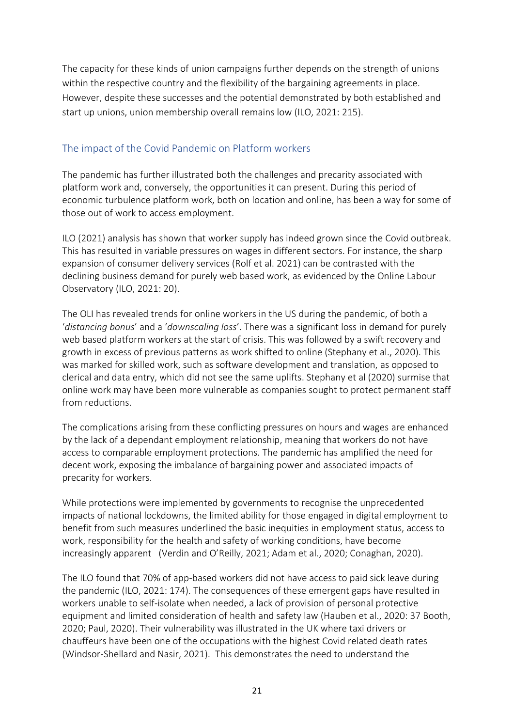The capacity for these kinds of union campaigns further depends on the strength of unions within the respective country and the flexibility of the bargaining agreements in place. However, despite these successes and the potential demonstrated by both established and start up unions, union membership overall remains low (ILO, 2021: 215).

## The impact of the Covid Pandemic on Platform workers

The pandemic has further illustrated both the challenges and precarity associated with platform work and, conversely, the opportunities it can present. During this period of economic turbulence platform work, both on location and online, has been a way for some of those out of work to access employment.

ILO (2021) analysis has shown that worker supply has indeed grown since the Covid outbreak. This has resulted in variable pressures on wages in different sectors. For instance, the sharp expansion of consumer delivery services (Rolf et al. 2021) can be contrasted with the declining business demand for purely web based work, as evidenced by the Online Labour Observatory (ILO, 2021: 20).

The OLI has revealed trends for online workers in the US during the pandemic, of both a '*distancing bonus*' and a '*downscaling loss*'. There was a significant loss in demand for purely web based platform workers at the start of crisis. This was followed by a swift recovery and growth in excess of previous patterns as work shifted to online (Stephany et al., 2020). This was marked for skilled work, such as software development and translation, as opposed to clerical and data entry, which did not see the same uplifts. Stephany et al (2020) surmise that online work may have been more vulnerable as companies sought to protect permanent staff from reductions.

The complications arising from these conflicting pressures on hours and wages are enhanced by the lack of a dependant employment relationship, meaning that workers do not have access to comparable employment protections. The pandemic has amplified the need for decent work, exposing the imbalance of bargaining power and associated impacts of precarity for workers.

While protections were implemented by governments to recognise the unprecedented impacts of national lockdowns, the limited ability for those engaged in digital employment to benefit from such measures underlined the basic inequities in employment status, access to work, responsibility for the health and safety of working conditions, have become increasingly apparent (Verdin and O'Reilly, 2021; Adam et al., 2020; Conaghan, 2020).

The ILO found that 70% of app-based workers did not have access to paid sick leave during the pandemic (ILO, 2021: 174). The consequences of these emergent gaps have resulted in workers unable to self-isolate when needed, a lack of provision of personal protective equipment and limited consideration of health and safety law (Hauben et al., 2020: 37 Booth, 2020; Paul, 2020). Their vulnerability was illustrated in the UK where taxi drivers or chauffeurs have been one of the occupations with the highest Covid related death rates (Windsor-Shellard and Nasir, 2021). This demonstrates the need to understand the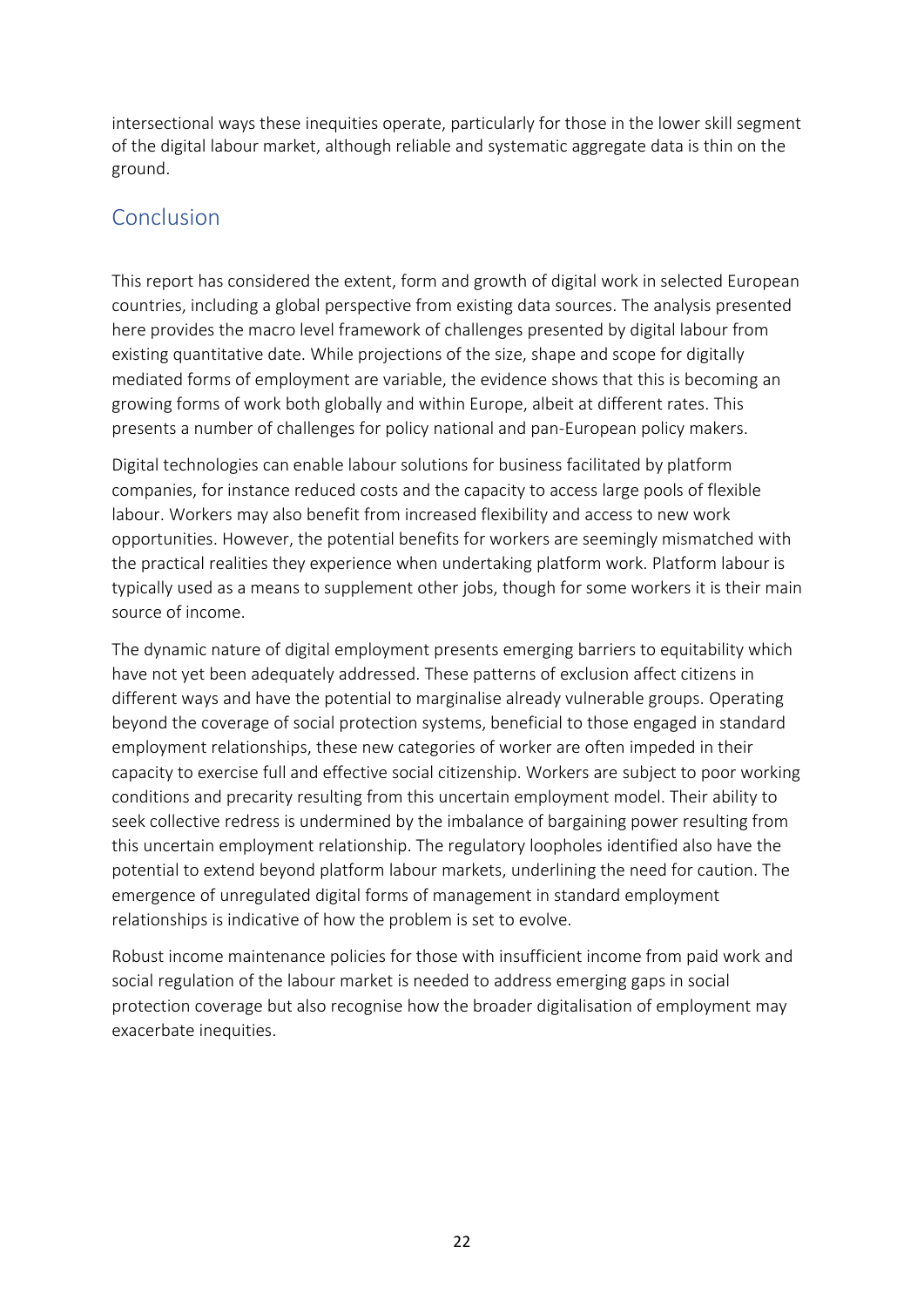intersectional ways these inequities operate, particularly for those in the lower skill segment of the digital labour market, although reliable and systematic aggregate data is thin on the ground.

## Conclusion

This report has considered the extent, form and growth of digital work in selected European countries, including a global perspective from existing data sources. The analysis presented here provides the macro level framework of challenges presented by digital labour from existing quantitative date. While projections of the size, shape and scope for digitally mediated forms of employment are variable, the evidence shows that this is becoming an growing forms of work both globally and within Europe, albeit at different rates. This presents a number of challenges for policy national and pan-European policy makers.

Digital technologies can enable labour solutions for business facilitated by platform companies, for instance reduced costs and the capacity to access large pools of flexible labour. Workers may also benefit from increased flexibility and access to new work opportunities. However, the potential benefits for workers are seemingly mismatched with the practical realities they experience when undertaking platform work. Platform labour is typically used as a means to supplement other jobs, though for some workers it is their main source of income.

The dynamic nature of digital employment presents emerging barriers to equitability which have not yet been adequately addressed. These patterns of exclusion affect citizens in different ways and have the potential to marginalise already vulnerable groups. Operating beyond the coverage of social protection systems, beneficial to those engaged in standard employment relationships, these new categories of worker are often impeded in their capacity to exercise full and effective social citizenship. Workers are subject to poor working conditions and precarity resulting from this uncertain employment model. Their ability to seek collective redress is undermined by the imbalance of bargaining power resulting from this uncertain employment relationship. The regulatory loopholes identified also have the potential to extend beyond platform labour markets, underlining the need for caution. The emergence of unregulated digital forms of management in standard employment relationships is indicative of how the problem is set to evolve.

Robust income maintenance policies for those with insufficient income from paid work and social regulation of the labour market is needed to address emerging gaps in social protection coverage but also recognise how the broader digitalisation of employment may exacerbate inequities.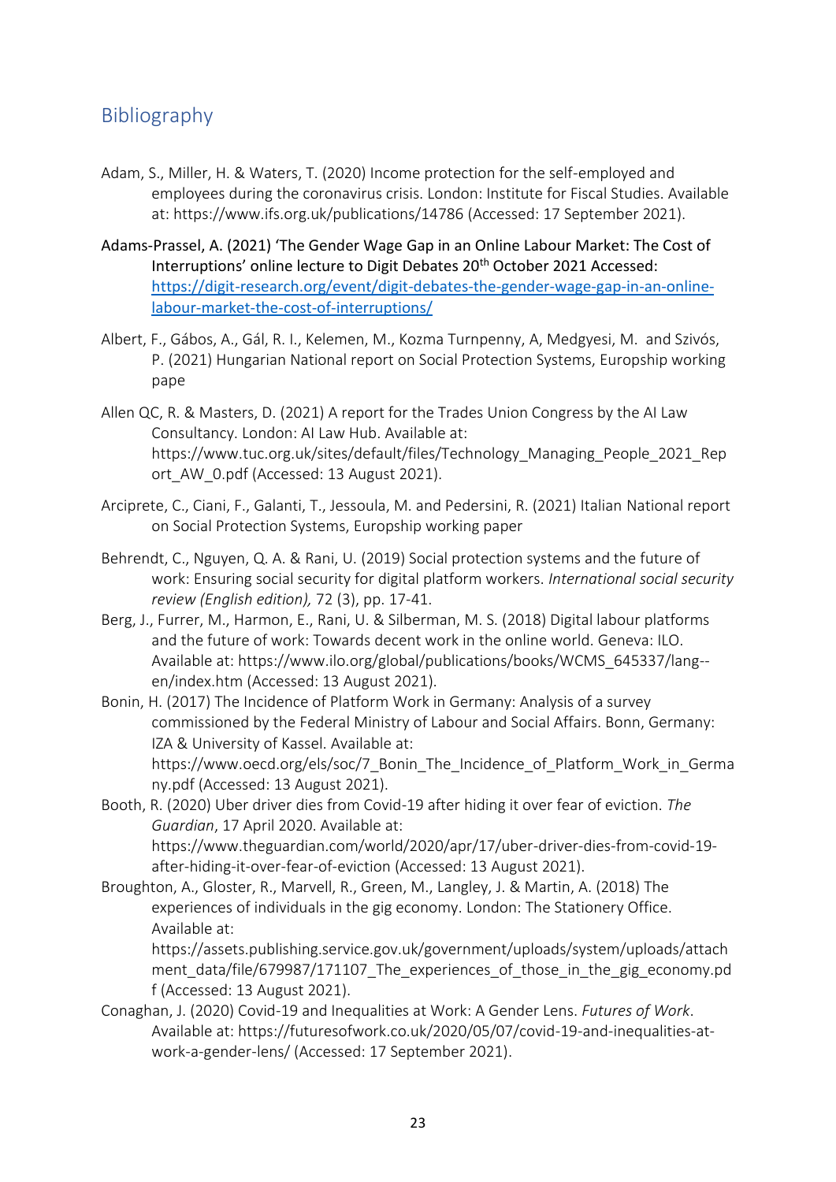## Bibliography

Adam, S., Miller, H. & Waters, T. (2020) Income protection for the self-employed and employees during the coronavirus crisis. London: Institute for Fiscal Studies. Available at: https://www.ifs.org.uk/publications/14786 (Accessed: 17 September 2021).

Adams-Prassel, A. (2021) 'The Gender Wage Gap in an Online Labour Market: The Cost of Interruptions' online lecture to Digit Debates 20th October 2021 Accessed: https://digit-research.org/event/digit-debates-the-gender-wage-gap-in-an-online-labour-market-the-cost-of-interruptions/

Albert, F., Gábos, A., Gál, R. I., Kelemen, M., Kozma Turnpenny, A, Medgyesi, M. and Szivós, P. (2021) Hungarian National report on Social Protection Systems, Europship working pape

Allen QC, R. & Masters, D. (2021) A report for the Trades Union Congress by the AI Law Consultancy. London: AI Law Hub. Available at: https://www.tuc.org.uk/sites/default/files/Technology_Managing_People_2021_Report_AW_0.pdf (Accessed: 13 August 2021).

Arciprete, C., Ciani, F., Galanti, T., Jessoula, M. and Pedersini, R. (2021) Italian National report on Social Protection Systems, Europship working paper

Behrendt, C., Nguyen, Q. A. & Rani, U. (2019) Social protection systems and the future of work: Ensuring social security for digital platform workers. *International social security review (English edition),* 72 (3), pp. 17-41.

Berg, J., Furrer, M., Harmon, E., Rani, U. & Silberman, M. S. (2018) Digital labour platforms and the future of work: Towards decent work in the online world. Geneva: ILO. Available at: https://www.ilo.org/global/publications/books/WCMS_645337/lang--en/index.htm (Accessed: 13 August 2021).

Bonin, H. (2017) The Incidence of Platform Work in Germany: Analysis of a survey commissioned by the Federal Ministry of Labour and Social Affairs. Bonn, Germany: IZA & University of Kassel. Available at: https://www.oecd.org/els/soc/7_Bonin_The_Incidence_of_Platform_Work_in_Germany.pdf (Accessed: 13 August 2021).

Booth, R. (2020) Uber driver dies from Covid-19 after hiding it over fear of eviction. *The Guardian*, 17 April 2020. Available at: https://www.theguardian.com/world/2020/apr/17/uber-driver-dies-from-covid-19-after-hiding-it-over-fear-of-eviction (Accessed: 13 August 2021).

Broughton, A., Gloster, R., Marvell, R., Green, M., Langley, J. & Martin, A. (2018) The experiences of individuals in the gig economy. London: The Stationery Office. Available at: https://assets.publishing.service.gov.uk/government/uploads/system/uploads/attachment_data/file/679987/171107_The_experiences_of_those_in_the_gig_economy.pdf (Accessed: 13 August 2021).

Conaghan, J. (2020) Covid-19 and Inequalities at Work: A Gender Lens. *Futures of Work*. Available at: https://futuresofwork.co.uk/2020/05/07/covid-19-and-inequalities-at-work-a-gender-lens/ (Accessed: 17 September 2021).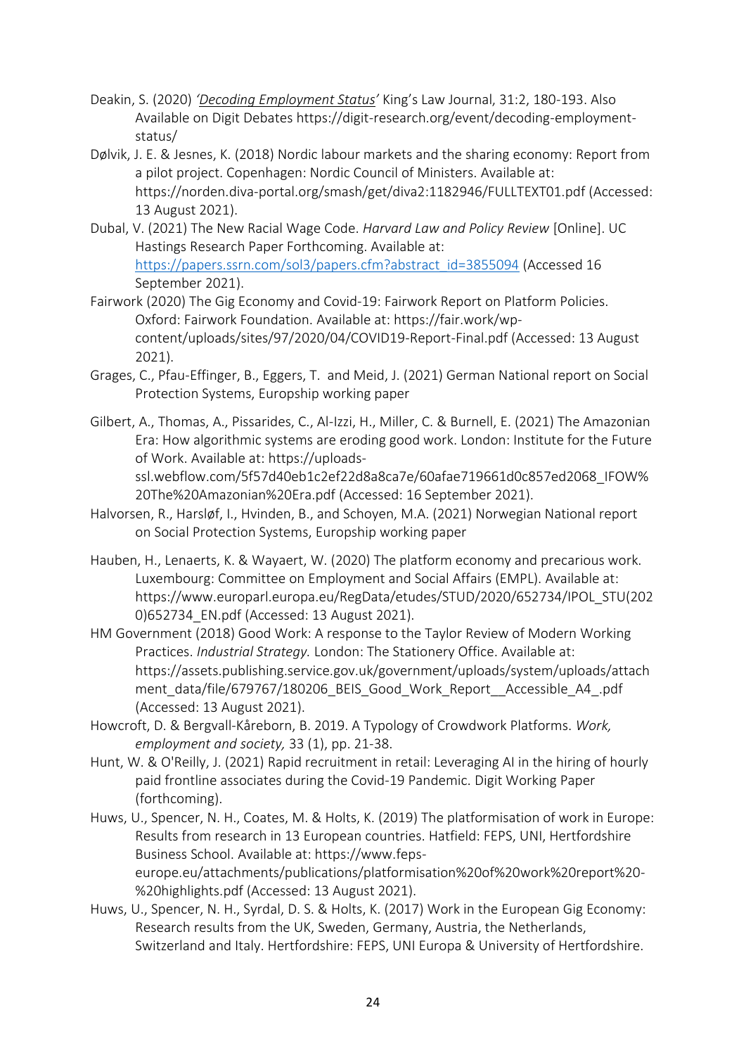Deakin, S. (2020) *'Decoding Employment Status'* King's Law Journal, 31:2, 180-193. Also Available on Digit Debates https://digit-research.org/event/decoding-employment-status/

Dølvik, J. E. & Jesnes, K. (2018) Nordic labour markets and the sharing economy: Report from a pilot project. Copenhagen: Nordic Council of Ministers. Available at: https://norden.diva-portal.org/smash/get/diva2:1182946/FULLTEXT01.pdf (Accessed: 13 August 2021).

Dubal, V. (2021) The New Racial Wage Code. *Harvard Law and Policy Review* [Online]. UC Hastings Research Paper Forthcoming. Available at: https://papers.ssrn.com/sol3/papers.cfm?abstract_id=3855094 (Accessed 16 September 2021).

Fairwork (2020) The Gig Economy and Covid-19: Fairwork Report on Platform Policies. Oxford: Fairwork Foundation. Available at: https://fair.work/wp-content/uploads/sites/97/2020/04/COVID19-Report-Final.pdf (Accessed: 13 August 2021).

Grages, C., Pfau-Effinger, B., Eggers, T. and Meid, J. (2021) German National report on Social Protection Systems, Europship working paper

Gilbert, A., Thomas, A., Pissarides, C., Al-Izzi, H., Miller, C. & Burnell, E. (2021) The Amazonian Era: How algorithmic systems are eroding good work. London: Institute for the Future of Work. Available at: https://uploads-ssl.webflow.com/5f57d40eb1c2ef22d8a8ca7e/60afae719661d0c857ed2068_IFOW%20The%20Amazonian%20Era.pdf (Accessed: 16 September 2021).

Halvorsen, R., Harsløf, I., Hvinden, B., and Schoyen, M.A. (2021) Norwegian National report on Social Protection Systems, Europship working paper

Hauben, H., Lenaerts, K. & Wayaert, W. (2020) The platform economy and precarious work. Luxembourg: Committee on Employment and Social Affairs (EMPL). Available at: https://www.europarl.europa.eu/RegData/etudes/STUD/2020/652734/IPOL_STU(2020)652734_EN.pdf (Accessed: 13 August 2021).

HM Government (2018) Good Work: A response to the Taylor Review of Modern Working Practices. *Industrial Strategy.* London: The Stationery Office. Available at: https://assets.publishing.service.gov.uk/government/uploads/system/uploads/attachment_data/file/679767/180206_BEIS_Good_Work_Report__Accessible_A4_.pdf (Accessed: 13 August 2021).

Howcroft, D. & Bergvall-Kåreborn, B. 2019. A Typology of Crowdwork Platforms. *Work, employment and society,* 33 (1), pp. 21-38.

Hunt, W. & O'Reilly, J. (2021) Rapid recruitment in retail: Leveraging AI in the hiring of hourly paid frontline associates during the Covid-19 Pandemic. Digit Working Paper (forthcoming).

Huws, U., Spencer, N. H., Coates, M. & Holts, K. (2019) The platformisation of work in Europe: Results from research in 13 European countries. Hatfield: FEPS, UNI, Hertfordshire Business School. Available at: https://www.feps-europe.eu/attachments/publications/platformisation%20of%20work%20report%20-%20highlights.pdf (Accessed: 13 August 2021).

Huws, U., Spencer, N. H., Syrdal, D. S. & Holts, K. (2017) Work in the European Gig Economy: Research results from the UK, Sweden, Germany, Austria, the Netherlands, Switzerland and Italy. Hertfordshire: FEPS, UNI Europa & University of Hertfordshire.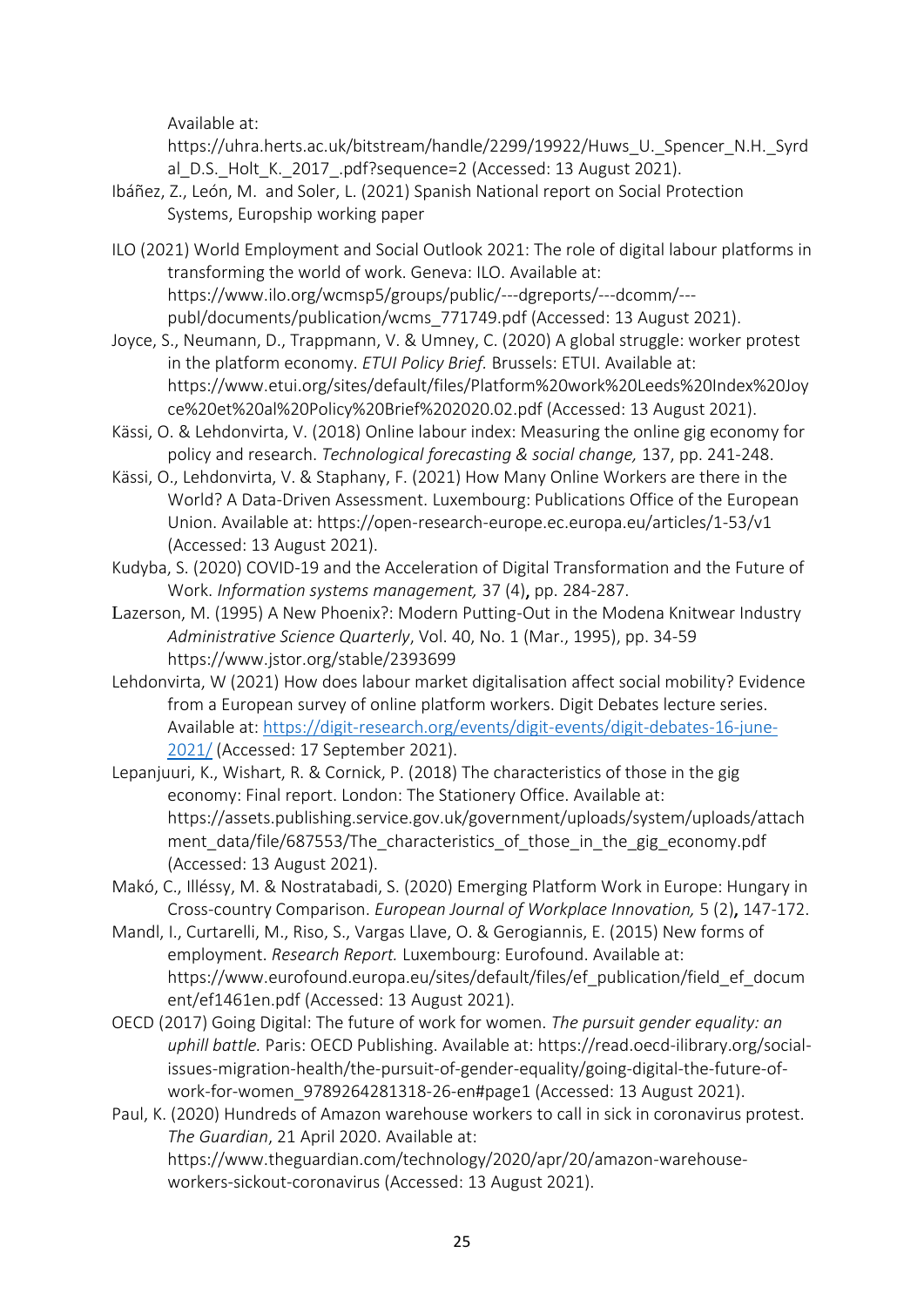Available at: https://uhra.herts.ac.uk/bitstream/handle/2299/19922/Huws_U._Spencer_N.H._Syrdal_D.S._Holt_K._2017_.pdf?sequence=2 (Accessed: 13 August 2021).

Ibáñez, Z., León, M. and Soler, L. (2021) Spanish National report on Social Protection Systems, Europship working paper

ILO (2021) World Employment and Social Outlook 2021: The role of digital labour platforms in transforming the world of work. Geneva: ILO. Available at: https://www.ilo.org/wcmsp5/groups/public/---dgreports/---dcomm/---publ/documents/publication/wcms_771749.pdf (Accessed: 13 August 2021).

Joyce, S., Neumann, D., Trappmann, V. & Umney, C. (2020) A global struggle: worker protest in the platform economy. *ETUI Policy Brief.* Brussels: ETUI. Available at: https://www.etui.org/sites/default/files/Platform%20work%20Leeds%20Index%20Joyce%20et%20al%20Policy%20Brief%202020.02.pdf (Accessed: 13 August 2021).

Kässi, O. & Lehdonvirta, V. (2018) Online labour index: Measuring the online gig economy for policy and research. *Technological forecasting & social change,* 137, pp. 241-248.

Kässi, O., Lehdonvirta, V. & Staphany, F. (2021) How Many Online Workers are there in the World? A Data-Driven Assessment. Luxembourg: Publications Office of the European Union. Available at: https://open-research-europe.ec.europa.eu/articles/1-53/v1 (Accessed: 13 August 2021).

Kudyba, S. (2020) COVID-19 and the Acceleration of Digital Transformation and the Future of Work. *Information systems management,* 37 (4), pp. 284-287.

Lazerson, M. (1995) A New Phoenix?: Modern Putting-Out in the Modena Knitwear Industry *Administrative Science Quarterly*, Vol. 40, No. 1 (Mar., 1995), pp. 34-59 https://www.jstor.org/stable/2393699

Lehdonvirta, W (2021) How does labour market digitalisation affect social mobility? Evidence from a European survey of online platform workers. Digit Debates lecture series. Available at: https://digit-research.org/events/digit-events/digit-debates-16-june-2021/ (Accessed: 17 September 2021).

Lepanjuuri, K., Wishart, R. & Cornick, P. (2018) The characteristics of those in the gig economy: Final report. London: The Stationery Office. Available at: https://assets.publishing.service.gov.uk/government/uploads/system/uploads/attachment_data/file/687553/The_characteristics_of_those_in_the_gig_economy.pdf (Accessed: 13 August 2021).

Makó, C., Illéssy, M. & Nostratabadi, S. (2020) Emerging Platform Work in Europe: Hungary in Cross-country Comparison. *European Journal of Workplace Innovation,* 5 (2), 147-172.

Mandl, I., Curtarelli, M., Riso, S., Vargas Llave, O. & Gerogiannis, E. (2015) New forms of employment. *Research Report.* Luxembourg: Eurofound. Available at: https://www.eurofound.europa.eu/sites/default/files/ef_publication/field_ef_document/ef1461en.pdf (Accessed: 13 August 2021).

OECD (2017) Going Digital: The future of work for women. *The pursuit gender equality: an uphill battle.* Paris: OECD Publishing. Available at: https://read.oecd-ilibrary.org/social-issues-migration-health/the-pursuit-of-gender-equality/going-digital-the-future-of-work-for-women_9789264281318-26-en#page1 (Accessed: 13 August 2021).

Paul, K. (2020) Hundreds of Amazon warehouse workers to call in sick in coronavirus protest. *The Guardian*, 21 April 2020. Available at: https://www.theguardian.com/technology/2020/apr/20/amazon-warehouse-workers-sickout-coronavirus (Accessed: 13 August 2021).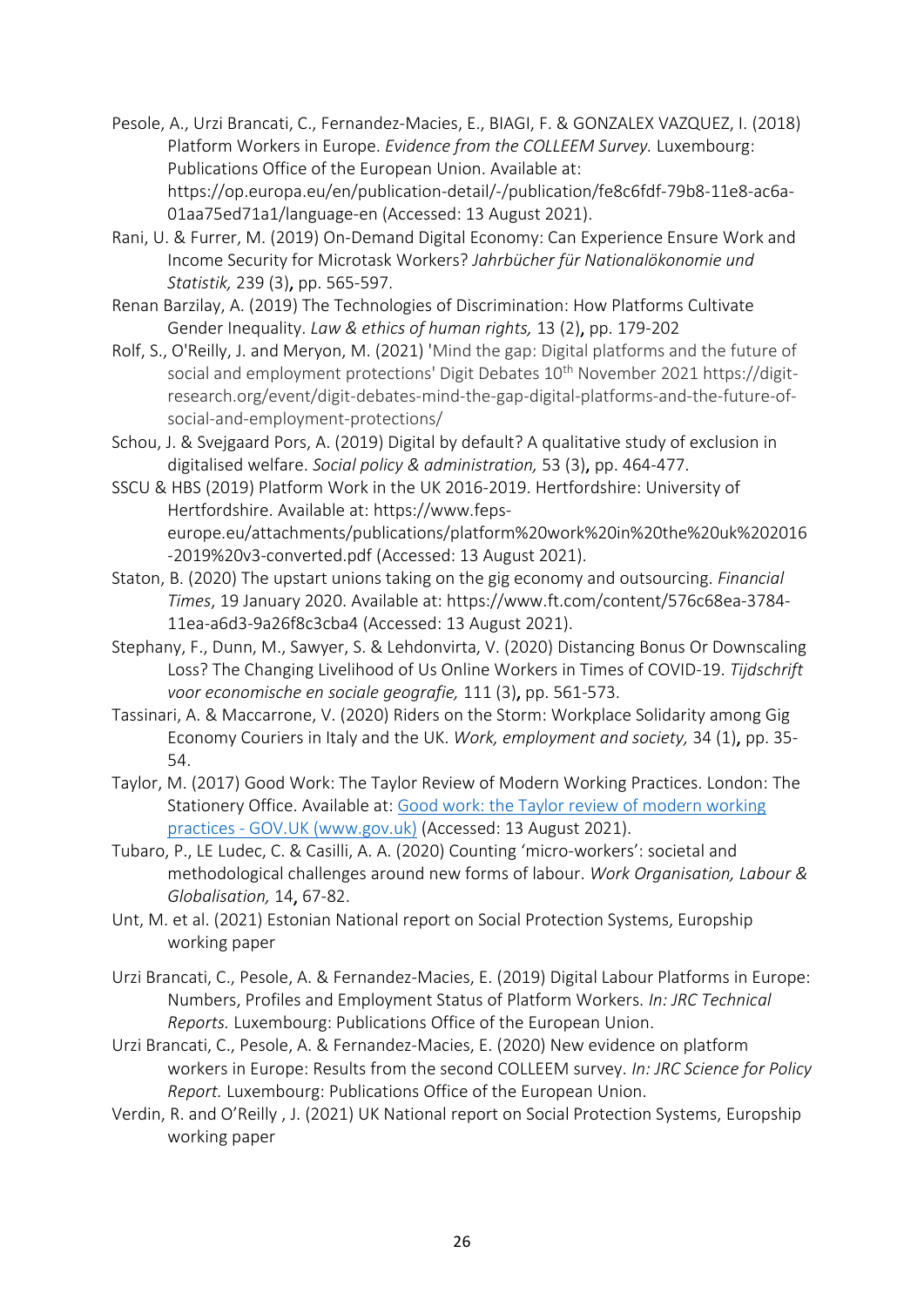Pesole, A., Urzi Brancati, C., Fernandez-Macies, E., BIAGI, F. & GONZALEX VAZQUEZ, I. (2018) Platform Workers in Europe. *Evidence from the COLLEEM Survey.* Luxembourg: Publications Office of the European Union. Available at: https://op.europa.eu/en/publication-detail/-/publication/fe8c6fdf-79b8-11e8-ac6a-01aa75ed71a1/language-en (Accessed: 13 August 2021).

Rani, U. & Furrer, M. (2019) On-Demand Digital Economy: Can Experience Ensure Work and Income Security for Microtask Workers? *Jahrbücher für Nationalökonomie und Statistik,* 239 (3), pp. 565-597.

Renan Barzilay, A. (2019) The Technologies of Discrimination: How Platforms Cultivate Gender Inequality. *Law & ethics of human rights,* 13 (2), pp. 179-202

Rolf, S., O'Reilly, J. and Meryon, M. (2021) 'Mind the gap: Digital platforms and the future of social and employment protections' Digit Debates 10th November 2021 https://digit-research.org/event/digit-debates-mind-the-gap-digital-platforms-and-the-future-of-social-and-employment-protections/

Schou, J. & Svejgaard Pors, A. (2019) Digital by default? A qualitative study of exclusion in digitalised welfare. *Social policy & administration,* 53 (3), pp. 464-477.

SSCU & HBS (2019) Platform Work in the UK 2016-2019. Hertfordshire: University of Hertfordshire. Available at: https://www.feps-europe.eu/attachments/publications/platform%20work%20in%20the%20uk%202016-2019%20v3-converted.pdf (Accessed: 13 August 2021).

Staton, B. (2020) The upstart unions taking on the gig economy and outsourcing. *Financial Times*, 19 January 2020. Available at: https://www.ft.com/content/576c68ea-3784-11ea-a6d3-9a26f8c3cba4 (Accessed: 13 August 2021).

Stephany, F., Dunn, M., Sawyer, S. & Lehdonvirta, V. (2020) Distancing Bonus Or Downscaling Loss? The Changing Livelihood of Us Online Workers in Times of COVID-19. *Tijdschrift voor economische en sociale geografie,* 111 (3), pp. 561-573.

Tassinari, A. & Maccarrone, V. (2020) Riders on the Storm: Workplace Solidarity among Gig Economy Couriers in Italy and the UK. *Work, employment and society,* 34 (1), pp. 35-54.

Taylor, M. (2017) Good Work: The Taylor Review of Modern Working Practices. London: The Stationery Office. Available at: Good work: the Taylor review of modern working practices - GOV.UK (www.gov.uk) (Accessed: 13 August 2021).

Tubaro, P., LE Ludec, C. & Casilli, A. A. (2020) Counting 'micro-workers': societal and methodological challenges around new forms of labour. *Work Organisation, Labour & Globalisation,* 14, 67-82.

Unt, M. et al. (2021) Estonian National report on Social Protection Systems, Europship working paper

Urzi Brancati, C., Pesole, A. & Fernandez-Macies, E. (2019) Digital Labour Platforms in Europe: Numbers, Profiles and Employment Status of Platform Workers. *In: JRC Technical Reports.* Luxembourg: Publications Office of the European Union.

Urzi Brancati, C., Pesole, A. & Fernandez-Macies, E. (2020) New evidence on platform workers in Europe: Results from the second COLLEEM survey. *In: JRC Science for Policy Report.* Luxembourg: Publications Office of the European Union.

Verdin, R. and O'Reilly , J. (2021) UK National report on Social Protection Systems, Europship working paper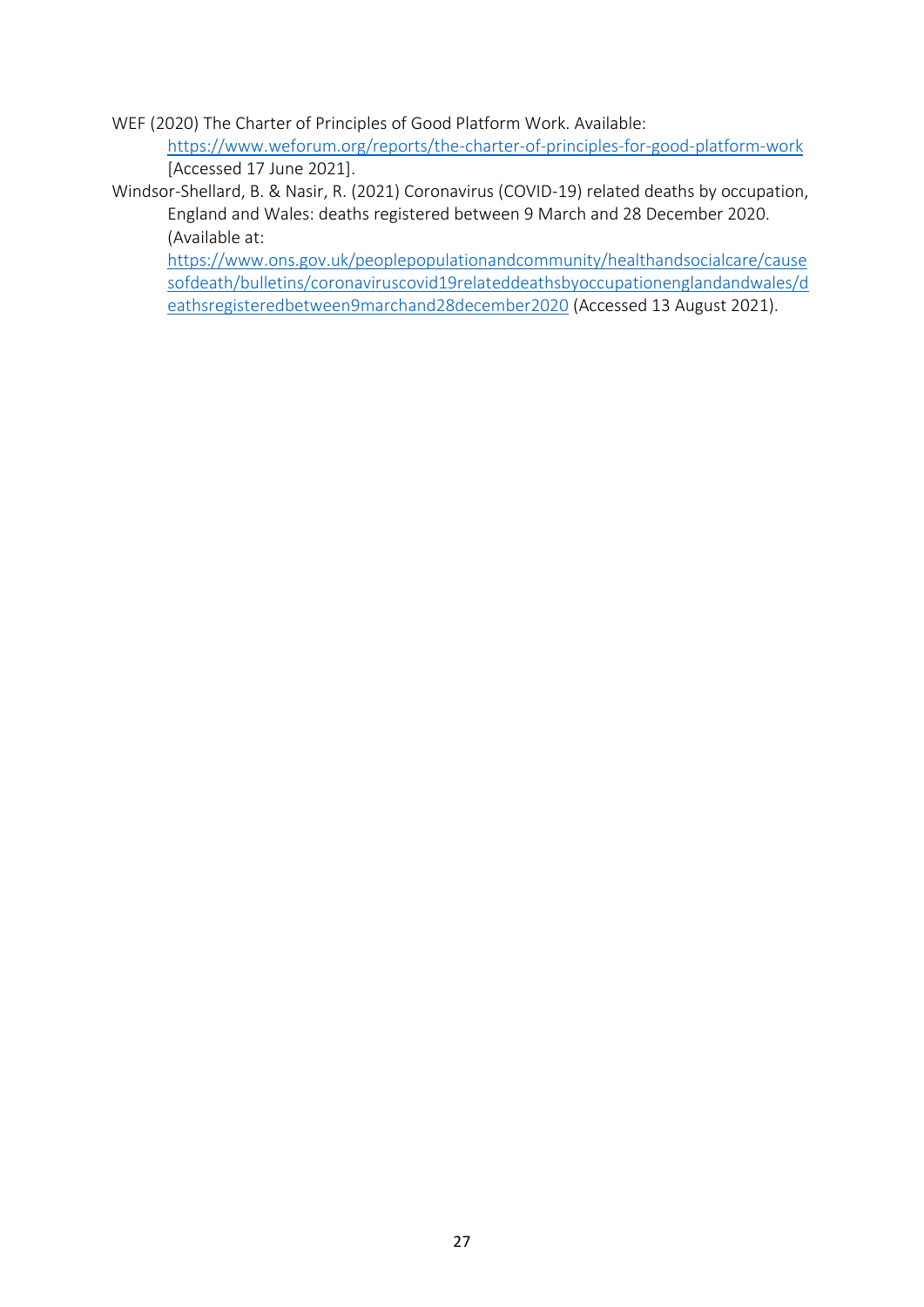WEF (2020) The Charter of Principles of Good Platform Work. Available: https://www.weforum.org/reports/the-charter-of-principles-for-good-platform-work [Accessed 17 June 2021].

Windsor-Shellard, B. & Nasir, R. (2021) Coronavirus (COVID-19) related deaths by occupation, England and Wales: deaths registered between 9 March and 28 December 2020. (Available at: https://www.ons.gov.uk/peoplepopulationandcommunity/healthandsocialcare/causesofdeath/bulletins/coronaviruscovid19relateddeathsbyoccupationenglandandwales/deathsregisteredbetween9marchand28december2020 (Accessed 13 August 2021).